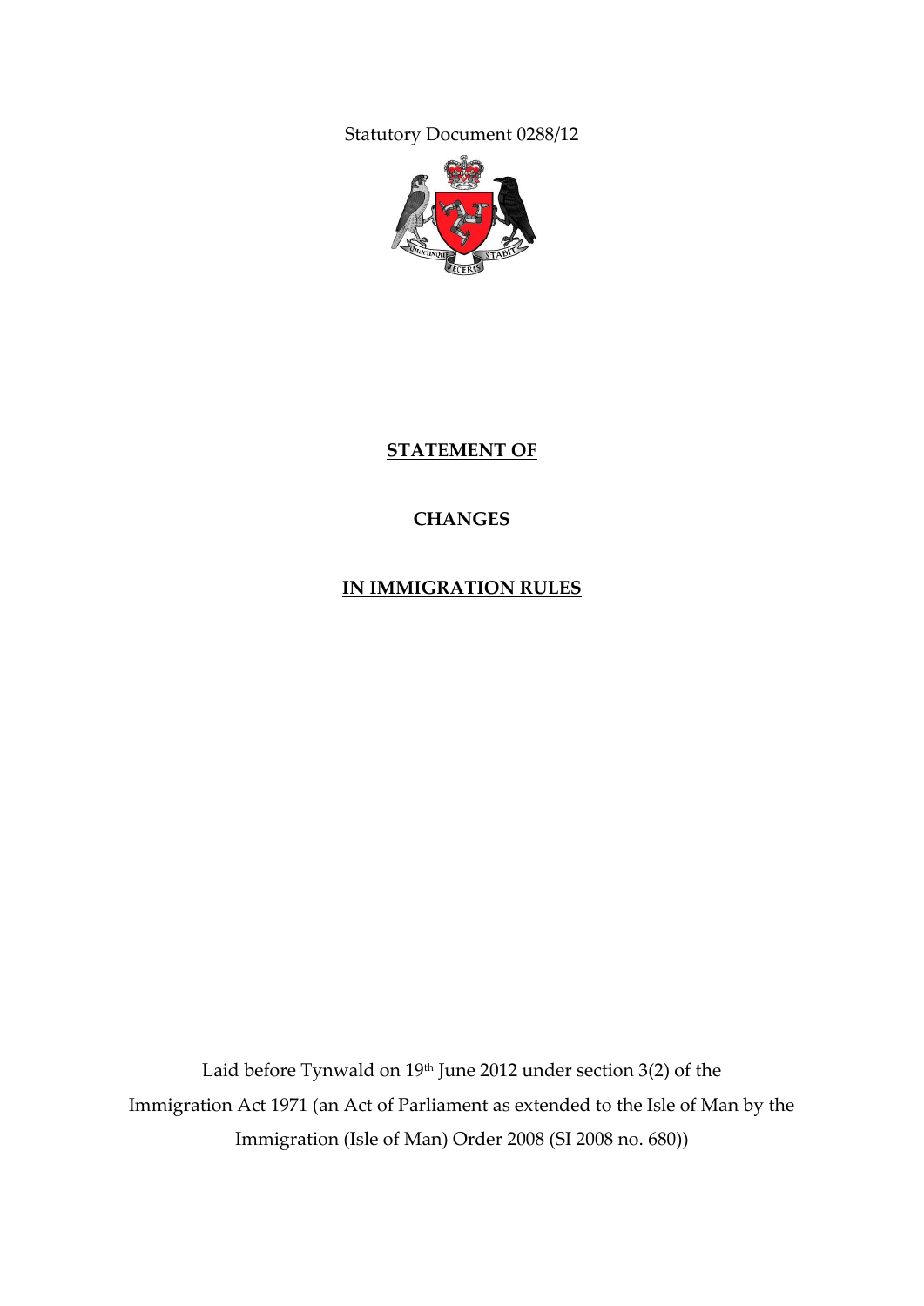Statutory Document 0288/12

# STATEMENT OF

# CHANGES

# IN IMMIGRATION RULES

Laid before Tynwald on 19th June 2012 under section 3(2) of the Immigration Act 1971 (an Act of Parliament as extended to the Isle of Man by the Immigration (Isle of Man) Order 2008 (SI 2008 no. 680))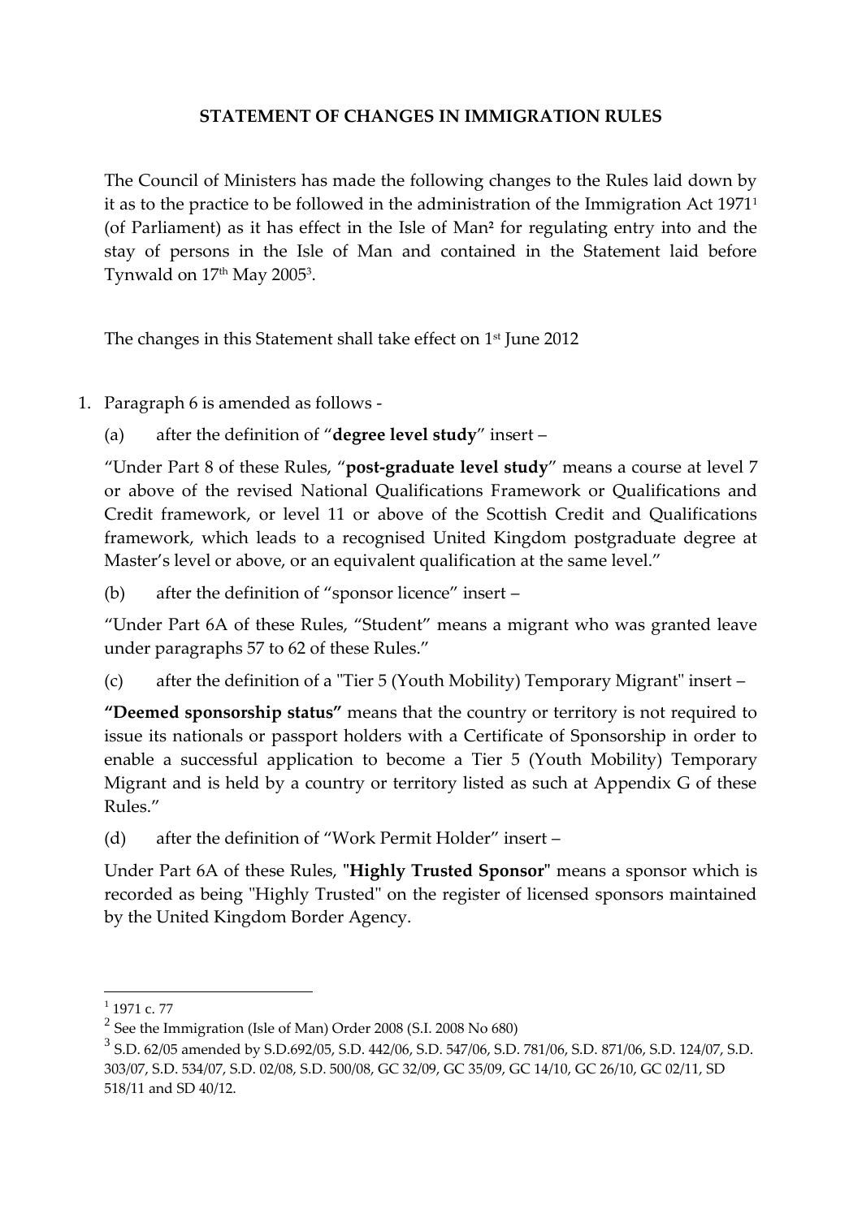**STATEMENT OF CHANGES IN IMMIGRATION RULES**

The Council of Ministers has made the following changes to the Rules laid down by it as to the practice to be followed in the administration of the Immigration Act 1971[1] (of Parliament) as it has effect in the Isle of Man[2] for regulating entry into and the stay of persons in the Isle of Man and contained in the Statement laid before Tynwald on 17th May 2005[3].

The changes in this Statement shall take effect on 1st June 2012

1. Paragraph 6 is amended as follows -

   (a) after the definition of "**degree level study**" insert –

   "Under Part 8 of these Rules, "**post-graduate level study**" means a course at level 7 or above of the revised National Qualifications Framework or Qualifications and Credit framework, or level 11 or above of the Scottish Credit and Qualifications framework, which leads to a recognised United Kingdom postgraduate degree at Master's level or above, or an equivalent qualification at the same level."

   (b) after the definition of "sponsor licence" insert –

   "Under Part 6A of these Rules, "Student" means a migrant who was granted leave under paragraphs 57 to 62 of these Rules."

   (c) after the definition of a "Tier 5 (Youth Mobility) Temporary Migrant" insert –

   **"Deemed sponsorship status"** means that the country or territory is not required to issue its nationals or passport holders with a Certificate of Sponsorship in order to enable a successful application to become a Tier 5 (Youth Mobility) Temporary Migrant and is held by a country or territory listed as such at Appendix G of these Rules."

   (d) after the definition of "Work Permit Holder" insert –

   Under Part 6A of these Rules, "**Highly Trusted Sponsor**" means a sponsor which is recorded as being "Highly Trusted" on the register of licensed sponsors maintained by the United Kingdom Border Agency.

---

[1] 1971 c. 77

[2] See the Immigration (Isle of Man) Order 2008 (S.I. 2008 No 680)

[3] S.D. 62/05 amended by S.D.692/05, S.D. 442/06, S.D. 547/06, S.D. 781/06, S.D. 871/06, S.D. 124/07, S.D. 303/07, S.D. 534/07, S.D. 02/08, S.D. 500/08, GC 32/09, GC 35/09, GC 14/10, GC 26/10, GC 02/11, SD 518/11 and SD 40/12.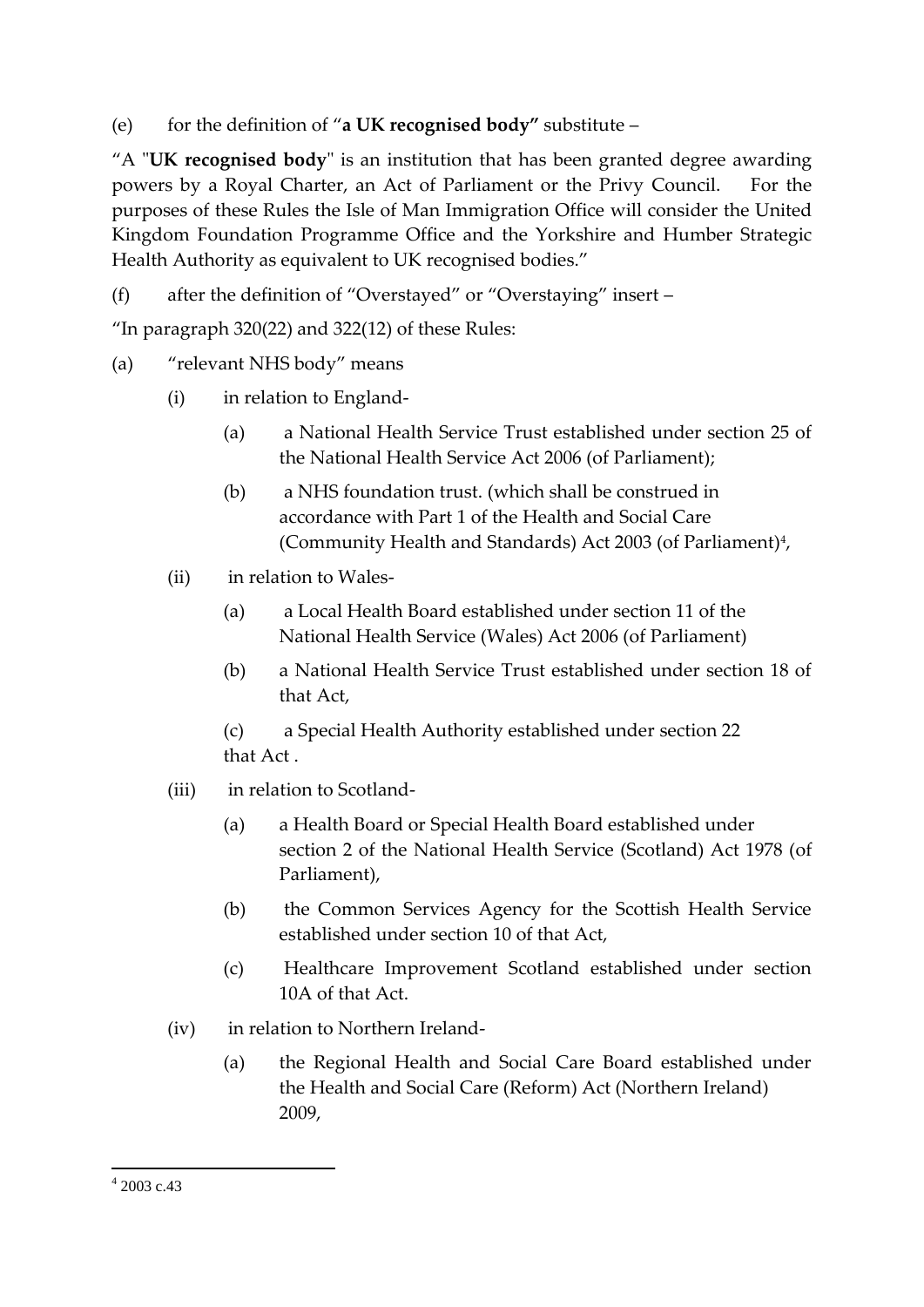(e) for the definition of "**a UK recognised body"** substitute –

"A "**UK recognised body**" is an institution that has been granted degree awarding powers by a Royal Charter, an Act of Parliament or the Privy Council. For the purposes of these Rules the Isle of Man Immigration Office will consider the United Kingdom Foundation Programme Office and the Yorkshire and Humber Strategic Health Authority as equivalent to UK recognised bodies."

(f) after the definition of "Overstayed" or "Overstaying" insert –

"In paragraph 320(22) and 322(12) of these Rules:

(a) "relevant NHS body" means

- (i) in relation to England-
  - (a) a National Health Service Trust established under section 25 of the National Health Service Act 2006 (of Parliament);
  - (b) a NHS foundation trust. (which shall be construed in accordance with Part 1 of the Health and Social Care (Community Health and Standards) Act 2003 (of Parliament)[4],
- (ii) in relation to Wales-
  - (a) a Local Health Board established under section 11 of the National Health Service (Wales) Act 2006 (of Parliament)
  - (b) a National Health Service Trust established under section 18 of that Act,
  - (c) a Special Health Authority established under section 22 that Act .
- (iii) in relation to Scotland-
  - (a) a Health Board or Special Health Board established under section 2 of the National Health Service (Scotland) Act 1978 (of Parliament),
  - (b) the Common Services Agency for the Scottish Health Service established under section 10 of that Act,
  - (c) Healthcare Improvement Scotland established under section 10A of that Act.
- (iv) in relation to Northern Ireland-
  - (a) the Regional Health and Social Care Board established under the Health and Social Care (Reform) Act (Northern Ireland) 2009,

---

[4] 2003 c.43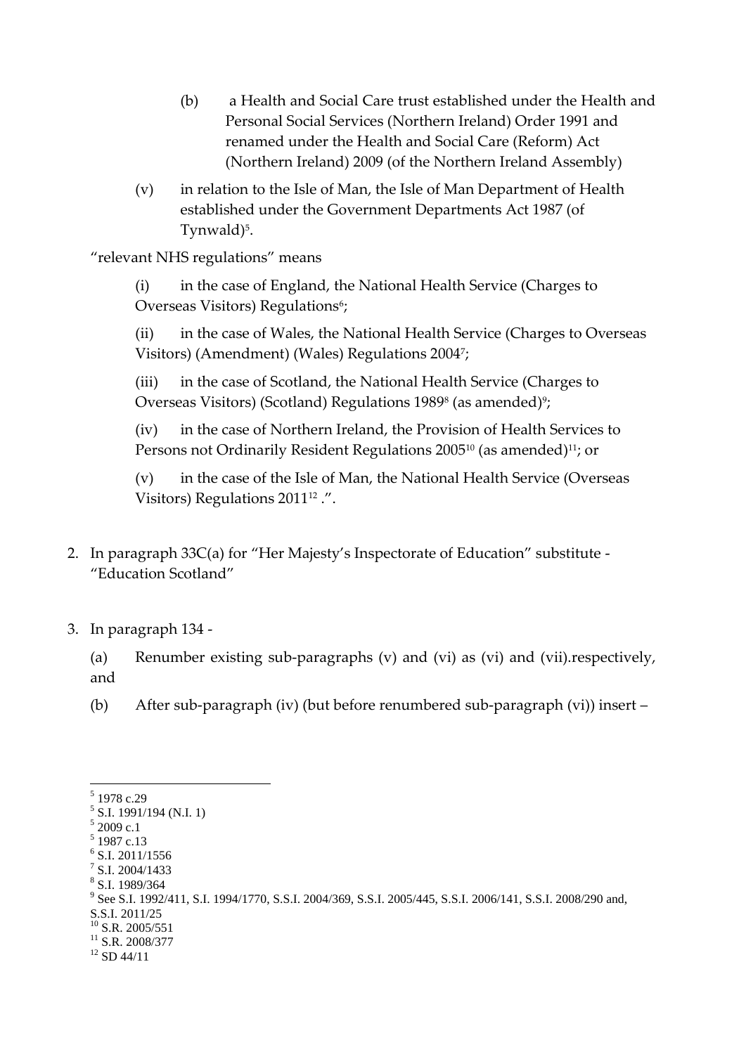(b) a Health and Social Care trust established under the Health and Personal Social Services (Northern Ireland) Order 1991 and renamed under the Health and Social Care (Reform) Act (Northern Ireland) 2009 (of the Northern Ireland Assembly)

(v) in relation to the Isle of Man, the Isle of Man Department of Health established under the Government Departments Act 1987 (of Tynwald)[5].

"relevant NHS regulations" means

(i) in the case of England, the National Health Service (Charges to Overseas Visitors) Regulations[6];

(ii) in the case of Wales, the National Health Service (Charges to Overseas Visitors) (Amendment) (Wales) Regulations 2004[7];

(iii) in the case of Scotland, the National Health Service (Charges to Overseas Visitors) (Scotland) Regulations 1989[8] (as amended)[9];

(iv) in the case of Northern Ireland, the Provision of Health Services to Persons not Ordinarily Resident Regulations 2005[10] (as amended)[11]; or

(v) in the case of the Isle of Man, the National Health Service (Overseas Visitors) Regulations 2011[12] .".

2. In paragraph 33C(a) for "Her Majesty's Inspectorate of Education" substitute - "Education Scotland"

3. In paragraph 134 -

(a) Renumber existing sub-paragraphs (v) and (vi) as (vi) and (vii).respectively, and

(b) After sub-paragraph (iv) (but before renumbered sub-paragraph (vi)) insert –

---

[5] 1978 c.29
[5] S.I. 1991/194 (N.I. 1)
[5] 2009 c.1
[5] 1987 c.13
[6] S.I. 2011/1556
[7] S.I. 2004/1433
[8] S.I. 1989/364
[9] See S.I. 1992/411, S.I. 1994/1770, S.S.I. 2004/369, S.S.I. 2005/445, S.S.I. 2006/141, S.S.I. 2008/290 and, S.S.I. 2011/25
[10] S.R. 2005/551
[11] S.R. 2008/377
[12] SD 44/11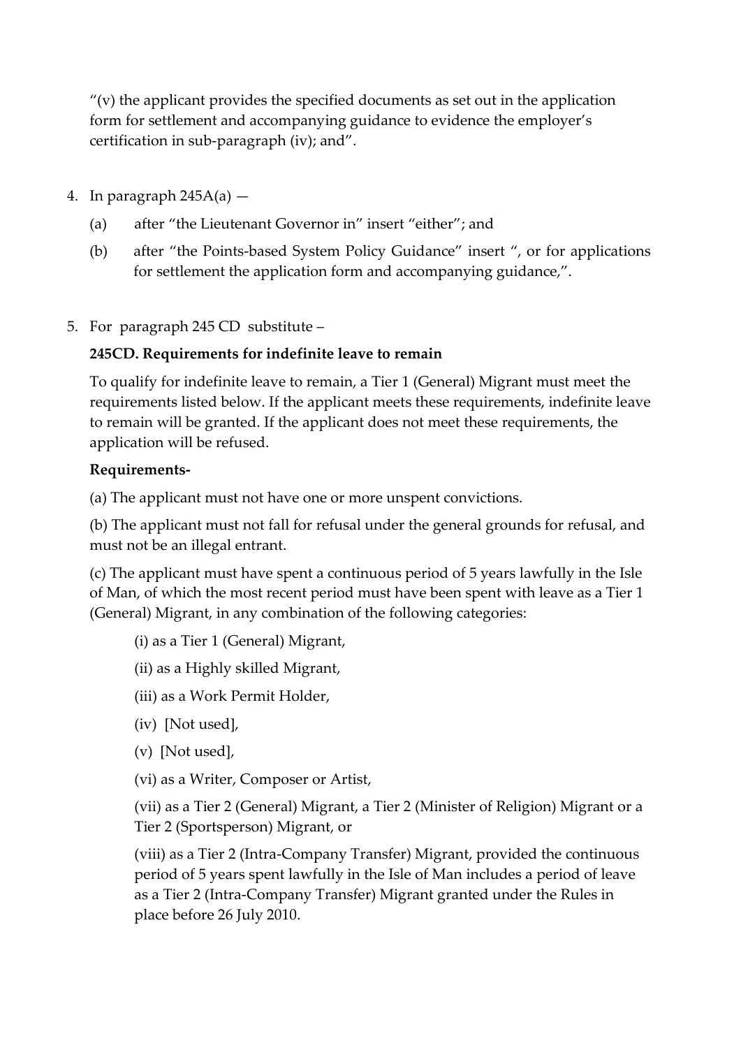"(v) the applicant provides the specified documents as set out in the application form for settlement and accompanying guidance to evidence the employer's certification in sub-paragraph (iv); and".

4. In paragraph 245A(a) —

   (a) after "the Lieutenant Governor in" insert "either"; and

   (b) after "the Points-based System Policy Guidance" insert ", or for applications for settlement the application form and accompanying guidance,".

5. For paragraph 245 CD substitute –

**245CD. Requirements for indefinite leave to remain**

To qualify for indefinite leave to remain, a Tier 1 (General) Migrant must meet the requirements listed below. If the applicant meets these requirements, indefinite leave to remain will be granted. If the applicant does not meet these requirements, the application will be refused.

**Requirements-**

(a) The applicant must not have one or more unspent convictions.

(b) The applicant must not fall for refusal under the general grounds for refusal, and must not be an illegal entrant.

(c) The applicant must have spent a continuous period of 5 years lawfully in the Isle of Man, of which the most recent period must have been spent with leave as a Tier 1 (General) Migrant, in any combination of the following categories:

(i) as a Tier 1 (General) Migrant,

(ii) as a Highly skilled Migrant,

(iii) as a Work Permit Holder,

(iv) [Not used],

(v) [Not used],

(vi) as a Writer, Composer or Artist,

(vii) as a Tier 2 (General) Migrant, a Tier 2 (Minister of Religion) Migrant or a Tier 2 (Sportsperson) Migrant, or

(viii) as a Tier 2 (Intra-Company Transfer) Migrant, provided the continuous period of 5 years spent lawfully in the Isle of Man includes a period of leave as a Tier 2 (Intra-Company Transfer) Migrant granted under the Rules in place before 26 July 2010.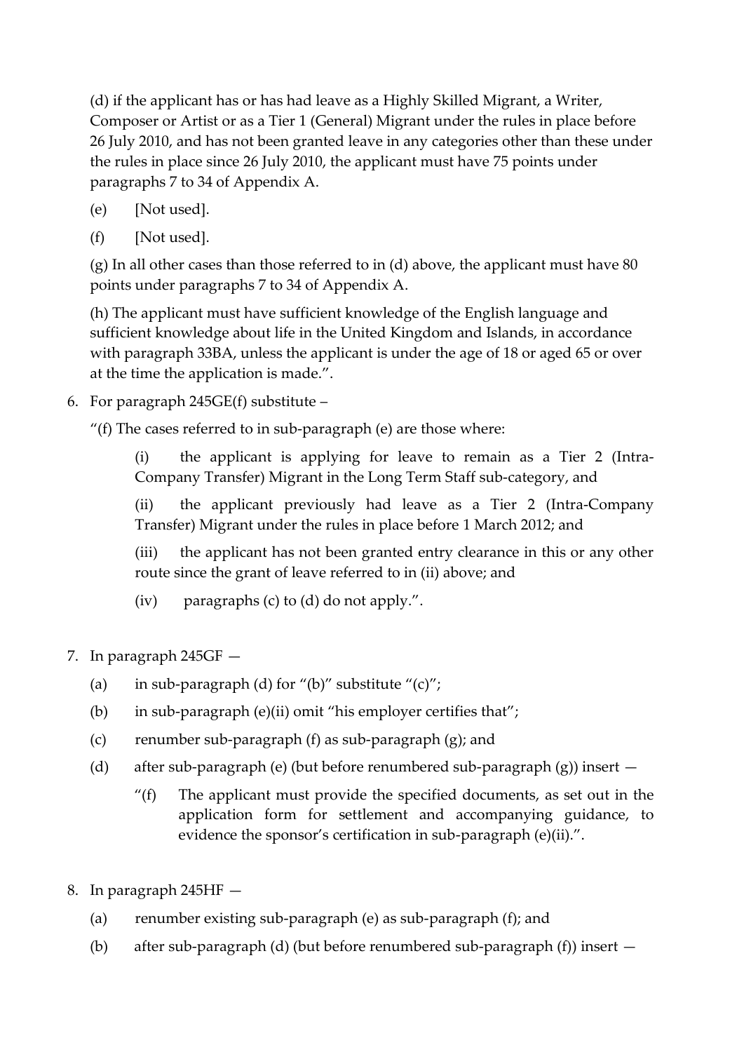(d) if the applicant has or has had leave as a Highly Skilled Migrant, a Writer, Composer or Artist or as a Tier 1 (General) Migrant under the rules in place before 26 July 2010, and has not been granted leave in any categories other than these under the rules in place since 26 July 2010, the applicant must have 75 points under paragraphs 7 to 34 of Appendix A.

(e) [Not used].

(f) [Not used].

(g) In all other cases than those referred to in (d) above, the applicant must have 80 points under paragraphs 7 to 34 of Appendix A.

(h) The applicant must have sufficient knowledge of the English language and sufficient knowledge about life in the United Kingdom and Islands, in accordance with paragraph 33BA, unless the applicant is under the age of 18 or aged 65 or over at the time the application is made.".

6. For paragraph 245GE(f) substitute –

   "(f) The cases referred to in sub-paragraph (e) are those where:

   (i) the applicant is applying for leave to remain as a Tier 2 (Intra-Company Transfer) Migrant in the Long Term Staff sub-category, and

   (ii) the applicant previously had leave as a Tier 2 (Intra-Company Transfer) Migrant under the rules in place before 1 March 2012; and

   (iii) the applicant has not been granted entry clearance in this or any other route since the grant of leave referred to in (ii) above; and

   (iv) paragraphs (c) to (d) do not apply.".

7. In paragraph 245GF —

   (a) in sub-paragraph (d) for "(b)" substitute "(c)";

   (b) in sub-paragraph (e)(ii) omit "his employer certifies that";

   (c) renumber sub-paragraph (f) as sub-paragraph (g); and

   (d) after sub-paragraph (e) (but before renumbered sub-paragraph (g)) insert —

   "(f) The applicant must provide the specified documents, as set out in the application form for settlement and accompanying guidance, to evidence the sponsor's certification in sub-paragraph (e)(ii).".

8. In paragraph 245HF —

   (a) renumber existing sub-paragraph (e) as sub-paragraph (f); and

   (b) after sub-paragraph (d) (but before renumbered sub-paragraph (f)) insert —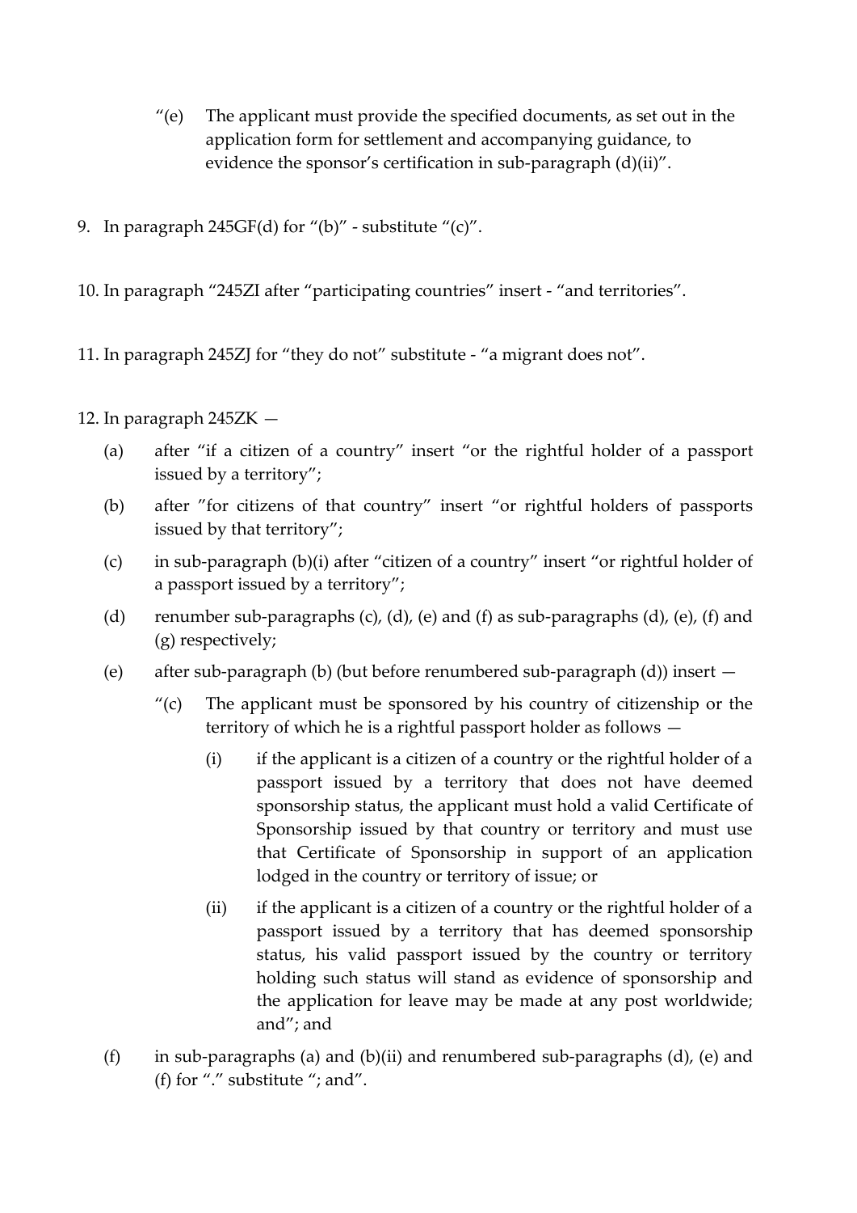"(e) The applicant must provide the specified documents, as set out in the application form for settlement and accompanying guidance, to evidence the sponsor's certification in sub-paragraph (d)(ii)".

9. In paragraph 245GF(d) for "(b)" - substitute "(c)".

10. In paragraph "245ZI after "participating countries" insert - "and territories".

11. In paragraph 245ZJ for "they do not" substitute - "a migrant does not".

12. In paragraph 245ZK —

   (a) after "if a citizen of a country" insert "or the rightful holder of a passport issued by a territory";

   (b) after "for citizens of that country" insert "or rightful holders of passports issued by that territory";

   (c) in sub-paragraph (b)(i) after "citizen of a country" insert "or rightful holder of a passport issued by a territory";

   (d) renumber sub-paragraphs (c), (d), (e) and (f) as sub-paragraphs (d), (e), (f) and (g) respectively;

   (e) after sub-paragraph (b) (but before renumbered sub-paragraph (d)) insert —

      "(c) The applicant must be sponsored by his country of citizenship or the territory of which he is a rightful passport holder as follows —

         (i) if the applicant is a citizen of a country or the rightful holder of a passport issued by a territory that does not have deemed sponsorship status, the applicant must hold a valid Certificate of Sponsorship issued by that country or territory and must use that Certificate of Sponsorship in support of an application lodged in the country or territory of issue; or

         (ii) if the applicant is a citizen of a country or the rightful holder of a passport issued by a territory that has deemed sponsorship status, his valid passport issued by the country or territory holding such status will stand as evidence of sponsorship and the application for leave may be made at any post worldwide; and"; and

   (f) in sub-paragraphs (a) and (b)(ii) and renumbered sub-paragraphs (d), (e) and (f) for "." substitute "; and".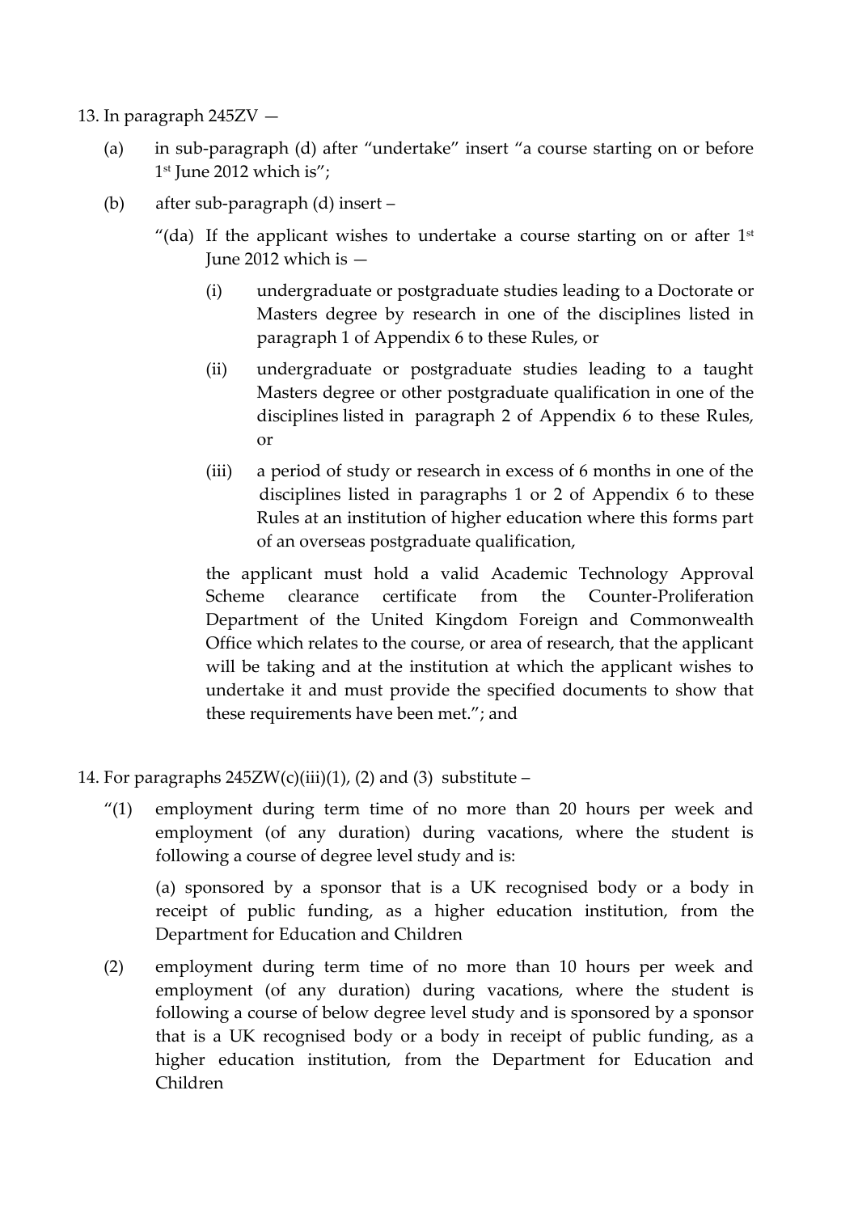13. In paragraph 245ZV —

(a) in sub-paragraph (d) after "undertake" insert "a course starting on or before 1st June 2012 which is";

(b) after sub-paragraph (d) insert –

"(da) If the applicant wishes to undertake a course starting on or after 1st June 2012 which is —

(i) undergraduate or postgraduate studies leading to a Doctorate or Masters degree by research in one of the disciplines listed in paragraph 1 of Appendix 6 to these Rules, or

(ii) undergraduate or postgraduate studies leading to a taught Masters degree or other postgraduate qualification in one of the disciplines listed in paragraph 2 of Appendix 6 to these Rules, or

(iii) a period of study or research in excess of 6 months in one of the disciplines listed in paragraphs 1 or 2 of Appendix 6 to these Rules at an institution of higher education where this forms part of an overseas postgraduate qualification,

the applicant must hold a valid Academic Technology Approval Scheme clearance certificate from the Counter-Proliferation Department of the United Kingdom Foreign and Commonwealth Office which relates to the course, or area of research, that the applicant will be taking and at the institution at which the applicant wishes to undertake it and must provide the specified documents to show that these requirements have been met."; and

14. For paragraphs 245ZW(c)(iii)(1), (2) and (3) substitute –

"(1) employment during term time of no more than 20 hours per week and employment (of any duration) during vacations, where the student is following a course of degree level study and is:

(a) sponsored by a sponsor that is a UK recognised body or a body in receipt of public funding, as a higher education institution, from the Department for Education and Children

(2) employment during term time of no more than 10 hours per week and employment (of any duration) during vacations, where the student is following a course of below degree level study and is sponsored by a sponsor that is a UK recognised body or a body in receipt of public funding, as a higher education institution, from the Department for Education and Children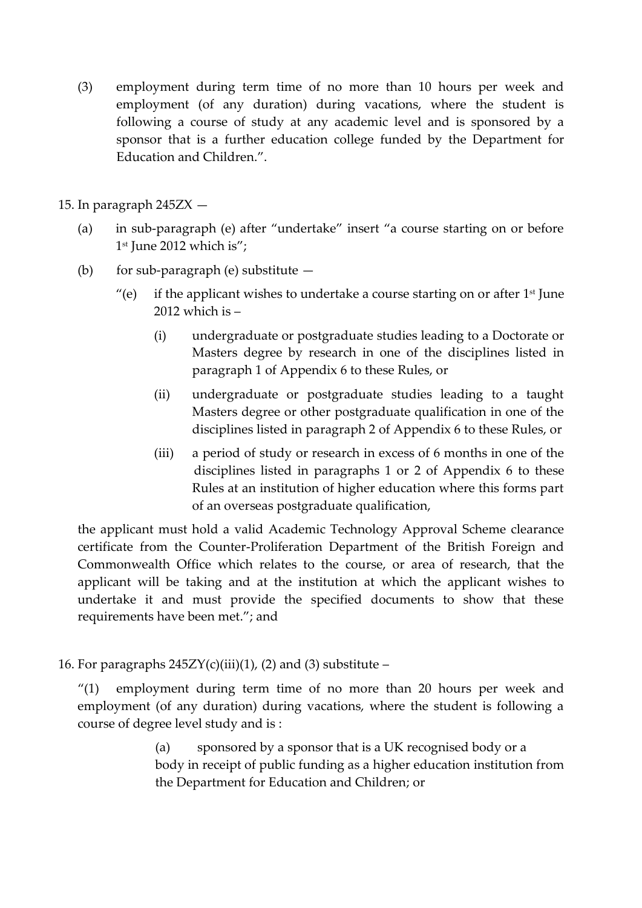(3) employment during term time of no more than 10 hours per week and employment (of any duration) during vacations, where the student is following a course of study at any academic level and is sponsored by a sponsor that is a further education college funded by the Department for Education and Children.".

15. In paragraph 245ZX —

(a) in sub-paragraph (e) after "undertake" insert "a course starting on or before 1st June 2012 which is";

(b) for sub-paragraph (e) substitute —

"(e) if the applicant wishes to undertake a course starting on or after 1st June 2012 which is –

(i) undergraduate or postgraduate studies leading to a Doctorate or Masters degree by research in one of the disciplines listed in paragraph 1 of Appendix 6 to these Rules, or

(ii) undergraduate or postgraduate studies leading to a taught Masters degree or other postgraduate qualification in one of the disciplines listed in paragraph 2 of Appendix 6 to these Rules, or

(iii) a period of study or research in excess of 6 months in one of the disciplines listed in paragraphs 1 or 2 of Appendix 6 to these Rules at an institution of higher education where this forms part of an overseas postgraduate qualification,

the applicant must hold a valid Academic Technology Approval Scheme clearance certificate from the Counter-Proliferation Department of the British Foreign and Commonwealth Office which relates to the course, or area of research, that the applicant will be taking and at the institution at which the applicant wishes to undertake it and must provide the specified documents to show that these requirements have been met."; and

16. For paragraphs 245ZY(c)(iii)(1), (2) and (3) substitute –

"(1) employment during term time of no more than 20 hours per week and employment (of any duration) during vacations, where the student is following a course of degree level study and is :

(a) sponsored by a sponsor that is a UK recognised body or a body in receipt of public funding as a higher education institution from the Department for Education and Children; or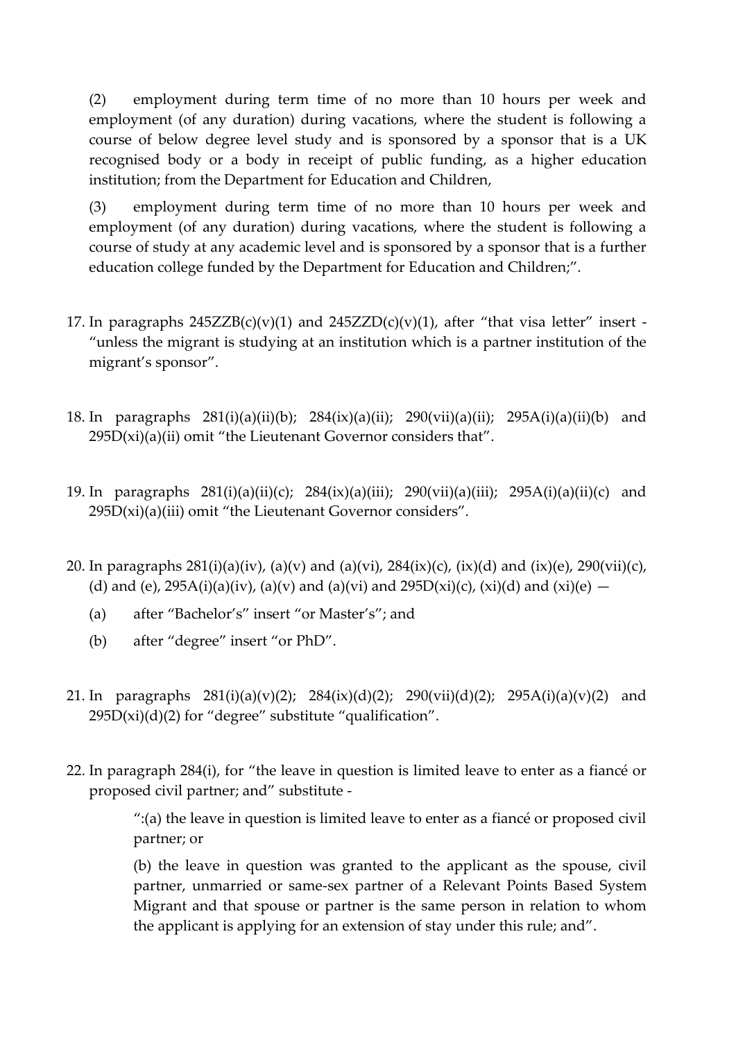(2) employment during term time of no more than 10 hours per week and employment (of any duration) during vacations, where the student is following a course of below degree level study and is sponsored by a sponsor that is a UK recognised body or a body in receipt of public funding, as a higher education institution; from the Department for Education and Children,

(3) employment during term time of no more than 10 hours per week and employment (of any duration) during vacations, where the student is following a course of study at any academic level and is sponsored by a sponsor that is a further education college funded by the Department for Education and Children;".

17. In paragraphs 245ZZB(c)(v)(1) and 245ZZD(c)(v)(1), after "that visa letter" insert - "unless the migrant is studying at an institution which is a partner institution of the migrant's sponsor".

18. In paragraphs 281(i)(a)(ii)(b); 284(ix)(a)(ii); 290(vii)(a)(ii); 295A(i)(a)(ii)(b) and 295D(xi)(a)(ii) omit "the Lieutenant Governor considers that".

19. In paragraphs 281(i)(a)(ii)(c); 284(ix)(a)(iii); 290(vii)(a)(iii); 295A(i)(a)(ii)(c) and 295D(xi)(a)(iii) omit "the Lieutenant Governor considers".

20. In paragraphs 281(i)(a)(iv), (a)(v) and (a)(vi), 284(ix)(c), (ix)(d) and (ix)(e), 290(vii)(c), (d) and (e), 295A(i)(a)(iv), (a)(v) and (a)(vi) and 295D(xi)(c), (xi)(d) and (xi)(e) —

    (a) after "Bachelor's" insert "or Master's"; and

    (b) after "degree" insert "or PhD".

21. In paragraphs 281(i)(a)(v)(2); 284(ix)(d)(2); 290(vii)(d)(2); 295A(i)(a)(v)(2) and 295D(xi)(d)(2) for "degree" substitute "qualification".

22. In paragraph 284(i), for "the leave in question is limited leave to enter as a fiancé or proposed civil partner; and" substitute -

    ":(a) the leave in question is limited leave to enter as a fiancé or proposed civil partner; or

    (b) the leave in question was granted to the applicant as the spouse, civil partner, unmarried or same-sex partner of a Relevant Points Based System Migrant and that spouse or partner is the same person in relation to whom the applicant is applying for an extension of stay under this rule; and".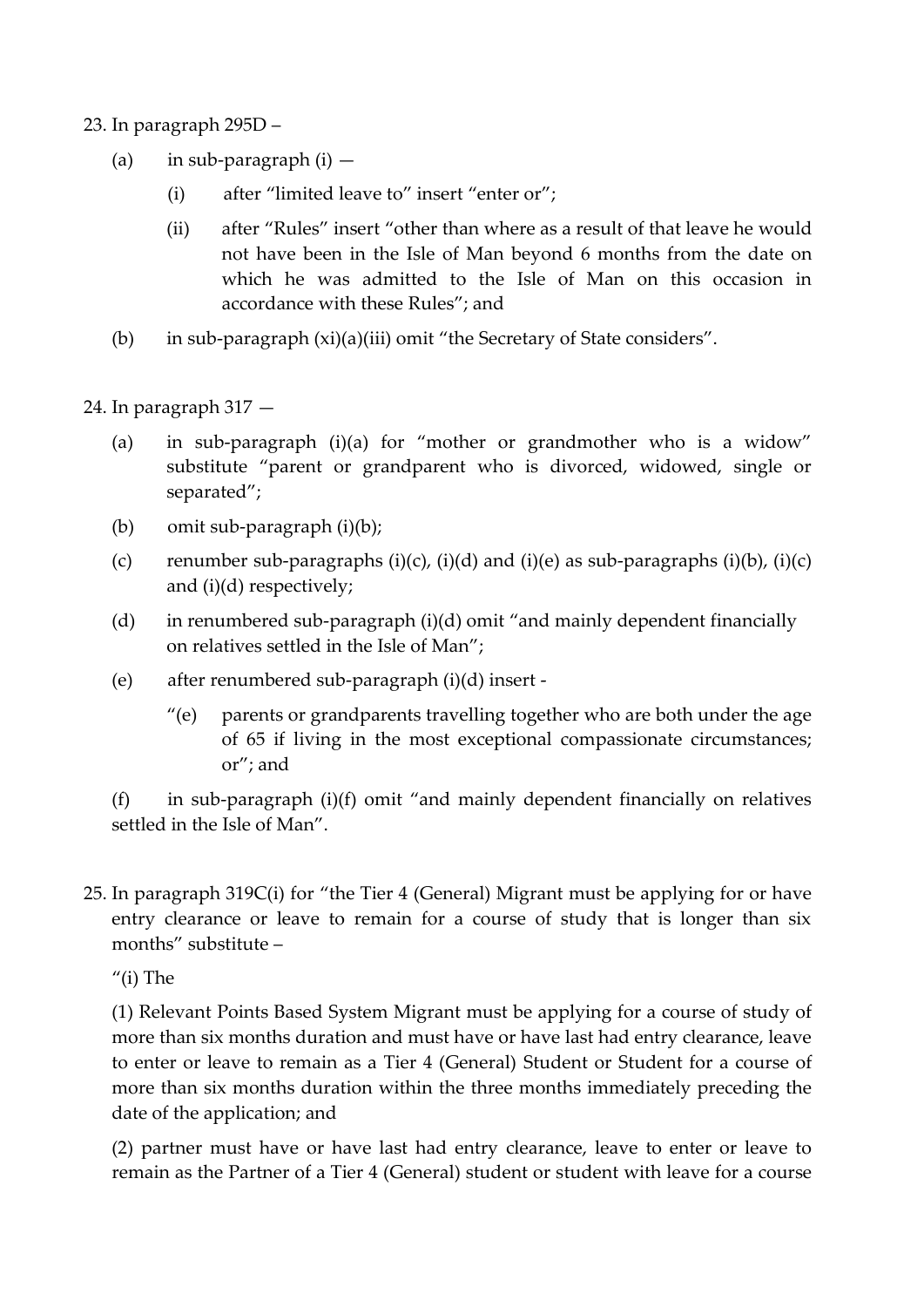23. In paragraph 295D –

    (a) in sub-paragraph (i) —

        (i) after "limited leave to" insert "enter or";

        (ii) after "Rules" insert "other than where as a result of that leave he would not have been in the Isle of Man beyond 6 months from the date on which he was admitted to the Isle of Man on this occasion in accordance with these Rules"; and

    (b) in sub-paragraph (xi)(a)(iii) omit "the Secretary of State considers".

24. In paragraph 317 —

    (a) in sub-paragraph (i)(a) for "mother or grandmother who is a widow" substitute "parent or grandparent who is divorced, widowed, single or separated";

    (b) omit sub-paragraph (i)(b);

    (c) renumber sub-paragraphs (i)(c), (i)(d) and (i)(e) as sub-paragraphs (i)(b), (i)(c) and (i)(d) respectively;

    (d) in renumbered sub-paragraph (i)(d) omit "and mainly dependent financially on relatives settled in the Isle of Man";

    (e) after renumbered sub-paragraph (i)(d) insert -

        "(e) parents or grandparents travelling together who are both under the age of 65 if living in the most exceptional compassionate circumstances; or"; and

    (f) in sub-paragraph (i)(f) omit "and mainly dependent financially on relatives settled in the Isle of Man".

25. In paragraph 319C(i) for "the Tier 4 (General) Migrant must be applying for or have entry clearance or leave to remain for a course of study that is longer than six months" substitute –

    "(i) The

    (1) Relevant Points Based System Migrant must be applying for a course of study of more than six months duration and must have or have last had entry clearance, leave to enter or leave to remain as a Tier 4 (General) Student or Student for a course of more than six months duration within the three months immediately preceding the date of the application; and

    (2) partner must have or have last had entry clearance, leave to enter or leave to remain as the Partner of a Tier 4 (General) student or student with leave for a course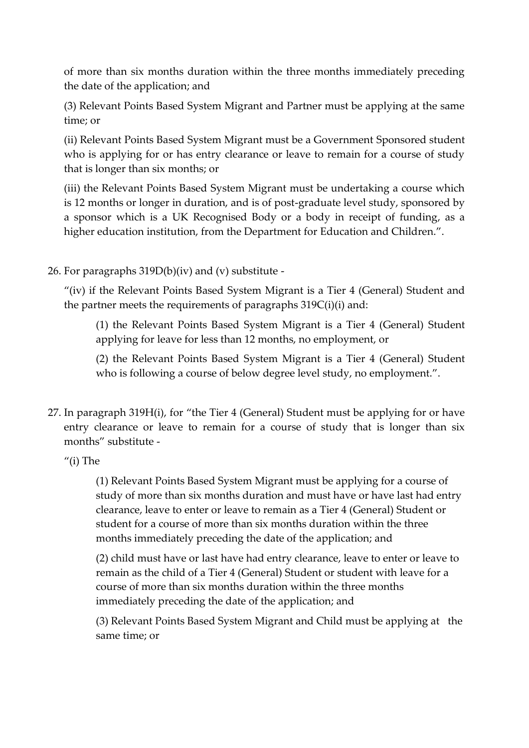of more than six months duration within the three months immediately preceding the date of the application; and

(3) Relevant Points Based System Migrant and Partner must be applying at the same time; or

(ii) Relevant Points Based System Migrant must be a Government Sponsored student who is applying for or has entry clearance or leave to remain for a course of study that is longer than six months; or

(iii) the Relevant Points Based System Migrant must be undertaking a course which is 12 months or longer in duration, and is of post-graduate level study, sponsored by a sponsor which is a UK Recognised Body or a body in receipt of funding, as a higher education institution, from the Department for Education and Children.".

26. For paragraphs 319D(b)(iv) and (v) substitute -

"(iv) if the Relevant Points Based System Migrant is a Tier 4 (General) Student and the partner meets the requirements of paragraphs 319C(i)(i) and:

> (1) the Relevant Points Based System Migrant is a Tier 4 (General) Student applying for leave for less than 12 months, no employment, or
>
> (2) the Relevant Points Based System Migrant is a Tier 4 (General) Student who is following a course of below degree level study, no employment.".

27. In paragraph 319H(i), for "the Tier 4 (General) Student must be applying for or have entry clearance or leave to remain for a course of study that is longer than six months" substitute -

"(i) The

> (1) Relevant Points Based System Migrant must be applying for a course of study of more than six months duration and must have or have last had entry clearance, leave to enter or leave to remain as a Tier 4 (General) Student or student for a course of more than six months duration within the three months immediately preceding the date of the application; and
>
> (2) child must have or last have had entry clearance, leave to enter or leave to remain as the child of a Tier 4 (General) Student or student with leave for a course of more than six months duration within the three months immediately preceding the date of the application; and
>
> (3) Relevant Points Based System Migrant and Child must be applying at the same time; or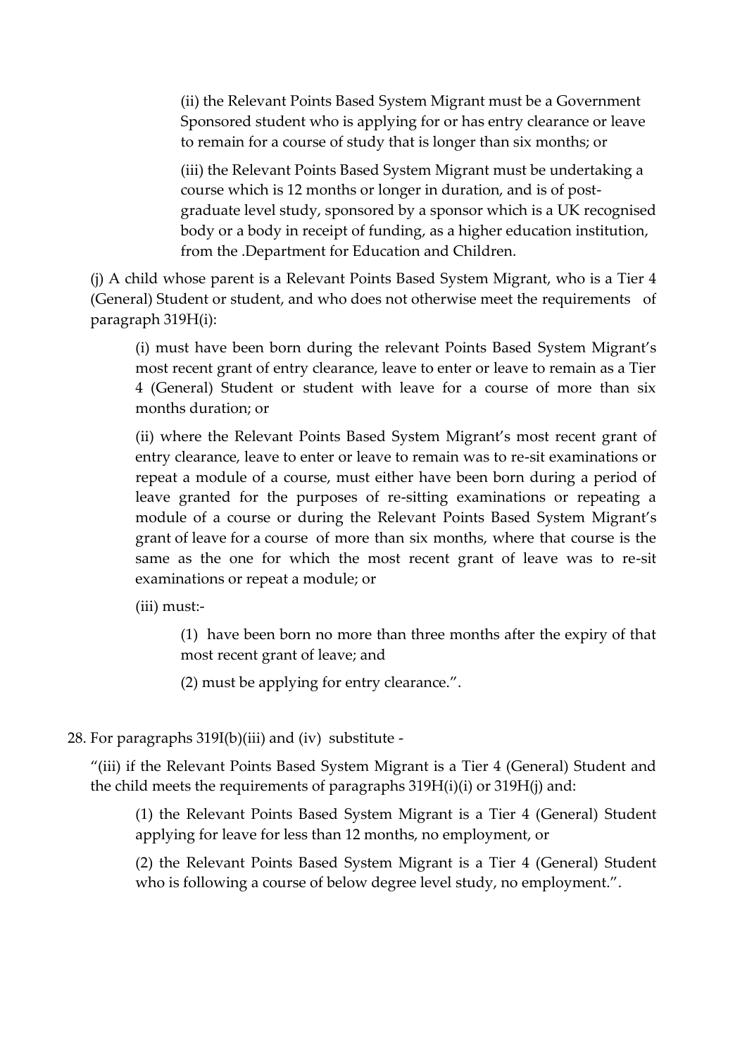(ii) the Relevant Points Based System Migrant must be a Government Sponsored student who is applying for or has entry clearance or leave to remain for a course of study that is longer than six months; or

(iii) the Relevant Points Based System Migrant must be undertaking a course which is 12 months or longer in duration, and is of post-graduate level study, sponsored by a sponsor which is a UK recognised body or a body in receipt of funding, as a higher education institution, from the .Department for Education and Children.

(j) A child whose parent is a Relevant Points Based System Migrant, who is a Tier 4 (General) Student or student, and who does not otherwise meet the requirements of paragraph 319H(i):

(i) must have been born during the relevant Points Based System Migrant's most recent grant of entry clearance, leave to enter or leave to remain as a Tier 4 (General) Student or student with leave for a course of more than six months duration; or

(ii) where the Relevant Points Based System Migrant's most recent grant of entry clearance, leave to enter or leave to remain was to re-sit examinations or repeat a module of a course, must either have been born during a period of leave granted for the purposes of re-sitting examinations or repeating a module of a course or during the Relevant Points Based System Migrant's grant of leave for a course of more than six months, where that course is the same as the one for which the most recent grant of leave was to re-sit examinations or repeat a module; or

(iii) must:-

(1) have been born no more than three months after the expiry of that most recent grant of leave; and

(2) must be applying for entry clearance.".

28. For paragraphs 319I(b)(iii) and (iv) substitute -

"(iii) if the Relevant Points Based System Migrant is a Tier 4 (General) Student and the child meets the requirements of paragraphs 319H(i)(i) or 319H(j) and:

(1) the Relevant Points Based System Migrant is a Tier 4 (General) Student applying for leave for less than 12 months, no employment, or

(2) the Relevant Points Based System Migrant is a Tier 4 (General) Student who is following a course of below degree level study, no employment.".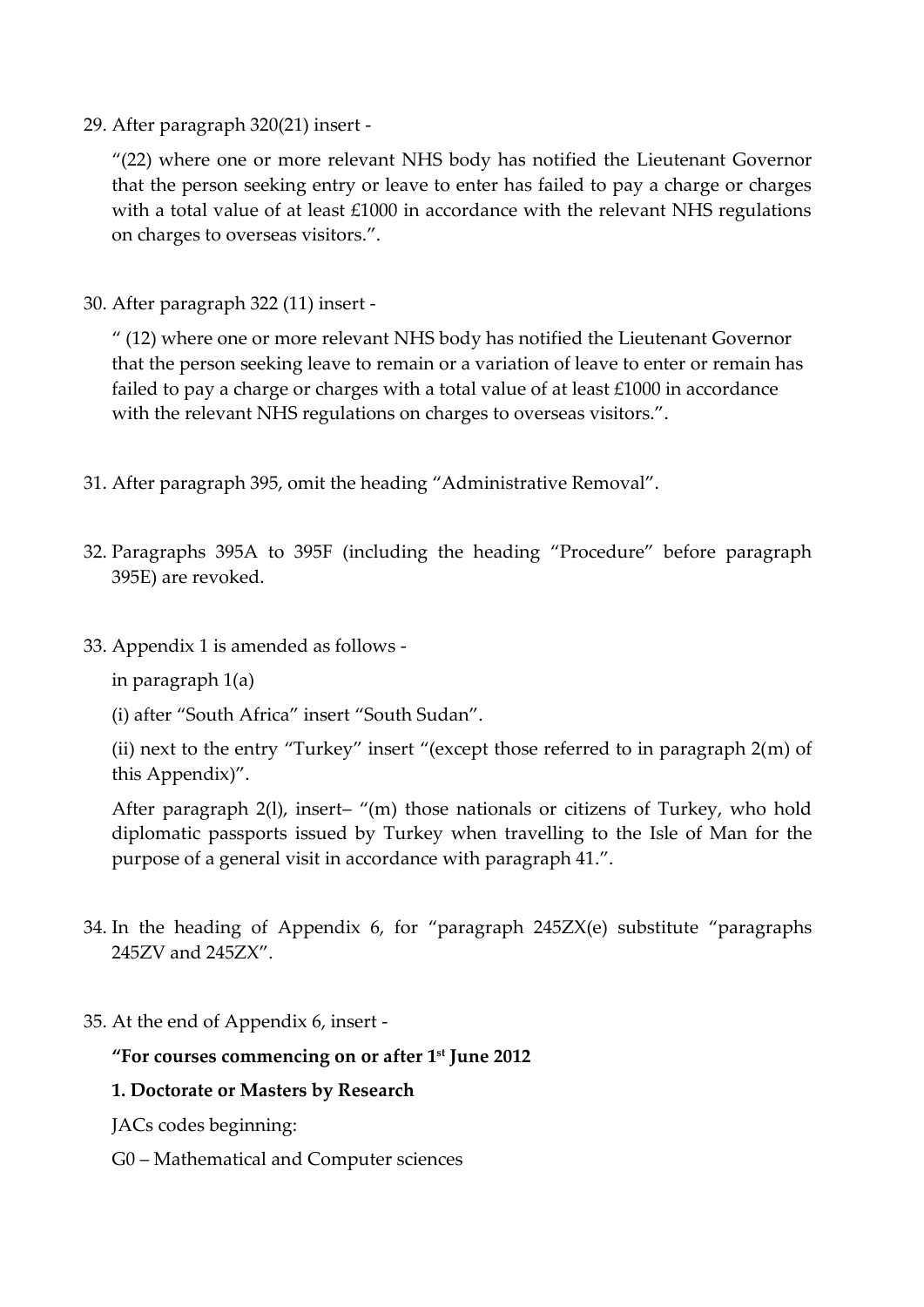29. After paragraph 320(21) insert -

    "(22) where one or more relevant NHS body has notified the Lieutenant Governor that the person seeking entry or leave to enter has failed to pay a charge or charges with a total value of at least £1000 in accordance with the relevant NHS regulations on charges to overseas visitors.".

30. After paragraph 322 (11) insert -

    " (12) where one or more relevant NHS body has notified the Lieutenant Governor that the person seeking leave to remain or a variation of leave to enter or remain has failed to pay a charge or charges with a total value of at least £1000 in accordance with the relevant NHS regulations on charges to overseas visitors.".

31. After paragraph 395, omit the heading "Administrative Removal".

32. Paragraphs 395A to 395F (including the heading "Procedure" before paragraph 395E) are revoked.

33. Appendix 1 is amended as follows -

    in paragraph 1(a)

    (i) after "South Africa" insert "South Sudan".

    (ii) next to the entry "Turkey" insert "(except those referred to in paragraph 2(m) of this Appendix)".

    After paragraph 2(l), insert– "(m) those nationals or citizens of Turkey, who hold diplomatic passports issued by Turkey when travelling to the Isle of Man for the purpose of a general visit in accordance with paragraph 41.".

34. In the heading of Appendix 6, for "paragraph 245ZX(e) substitute "paragraphs 245ZV and 245ZX".

35. At the end of Appendix 6, insert -

    **"For courses commencing on or after 1st June 2012**

    **1. Doctorate or Masters by Research**

    JACs codes beginning:

    G0 – Mathematical and Computer sciences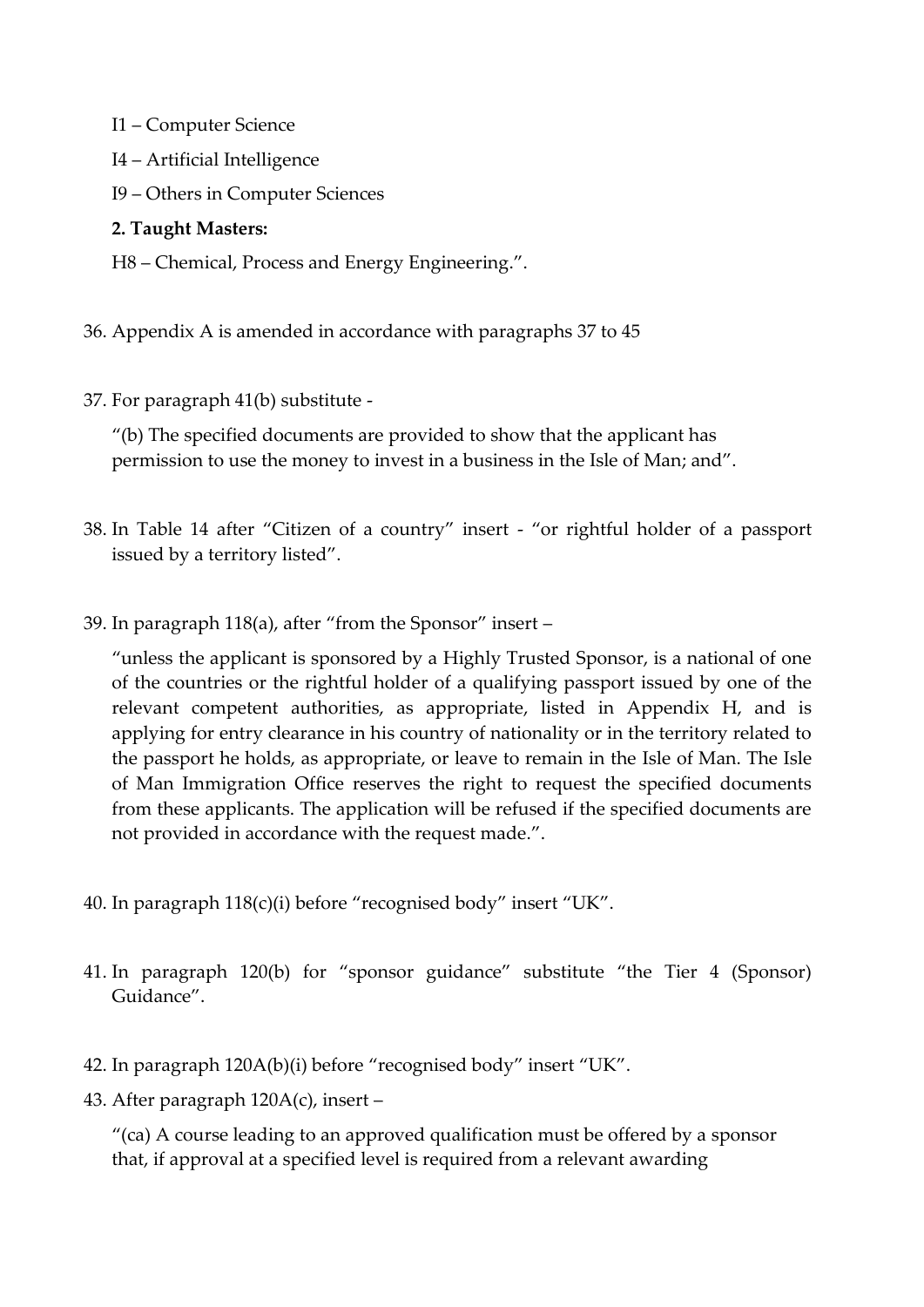I1 – Computer Science

I4 – Artificial Intelligence

I9 – Others in Computer Sciences

**2. Taught Masters:**

H8 – Chemical, Process and Energy Engineering.".

36. Appendix A is amended in accordance with paragraphs 37 to 45

37. For paragraph 41(b) substitute -

"(b) The specified documents are provided to show that the applicant has permission to use the money to invest in a business in the Isle of Man; and".

38. In Table 14 after "Citizen of a country" insert - "or rightful holder of a passport issued by a territory listed".

39. In paragraph 118(a), after "from the Sponsor" insert –

"unless the applicant is sponsored by a Highly Trusted Sponsor, is a national of one of the countries or the rightful holder of a qualifying passport issued by one of the relevant competent authorities, as appropriate, listed in Appendix H, and is applying for entry clearance in his country of nationality or in the territory related to the passport he holds, as appropriate, or leave to remain in the Isle of Man. The Isle of Man Immigration Office reserves the right to request the specified documents from these applicants. The application will be refused if the specified documents are not provided in accordance with the request made.".

40. In paragraph 118(c)(i) before "recognised body" insert "UK".

41. In paragraph 120(b) for "sponsor guidance" substitute "the Tier 4 (Sponsor) Guidance".

42. In paragraph 120A(b)(i) before "recognised body" insert "UK".

43. After paragraph 120A(c), insert –

"(ca) A course leading to an approved qualification must be offered by a sponsor that, if approval at a specified level is required from a relevant awarding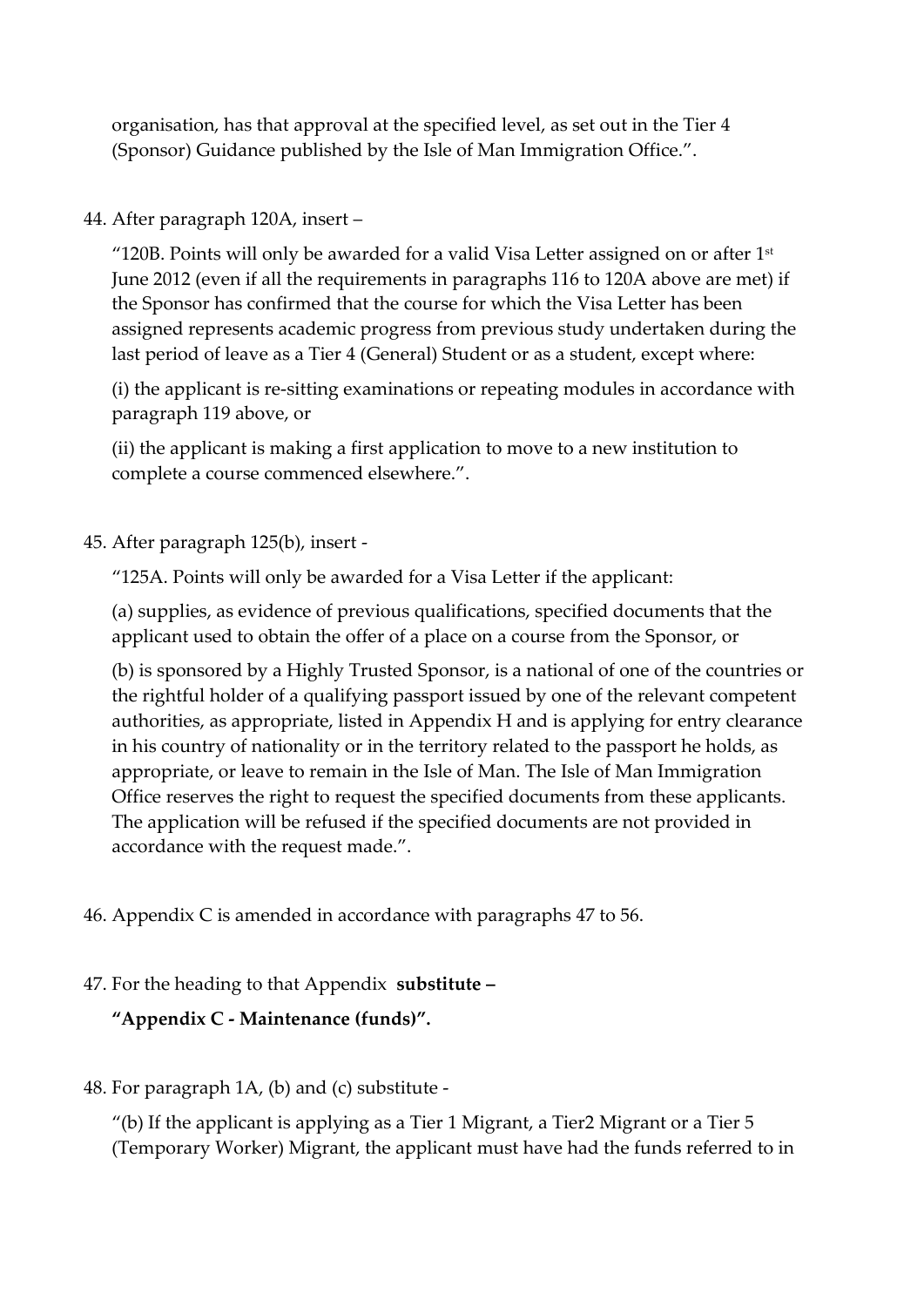organisation, has that approval at the specified level, as set out in the Tier 4 (Sponsor) Guidance published by the Isle of Man Immigration Office.".

44. After paragraph 120A, insert –

"120B. Points will only be awarded for a valid Visa Letter assigned on or after 1st June 2012 (even if all the requirements in paragraphs 116 to 120A above are met) if the Sponsor has confirmed that the course for which the Visa Letter has been assigned represents academic progress from previous study undertaken during the last period of leave as a Tier 4 (General) Student or as a student, except where:

(i) the applicant is re-sitting examinations or repeating modules in accordance with paragraph 119 above, or

(ii) the applicant is making a first application to move to a new institution to complete a course commenced elsewhere.".

45. After paragraph 125(b), insert -

"125A. Points will only be awarded for a Visa Letter if the applicant:

(a) supplies, as evidence of previous qualifications, specified documents that the applicant used to obtain the offer of a place on a course from the Sponsor, or

(b) is sponsored by a Highly Trusted Sponsor, is a national of one of the countries or the rightful holder of a qualifying passport issued by one of the relevant competent authorities, as appropriate, listed in Appendix H and is applying for entry clearance in his country of nationality or in the territory related to the passport he holds, as appropriate, or leave to remain in the Isle of Man. The Isle of Man Immigration Office reserves the right to request the specified documents from these applicants. The application will be refused if the specified documents are not provided in accordance with the request made.".

46. Appendix C is amended in accordance with paragraphs 47 to 56.

47. For the heading to that Appendix **substitute –**

**"Appendix C - Maintenance (funds)".**

48. For paragraph 1A, (b) and (c) substitute -

"(b) If the applicant is applying as a Tier 1 Migrant, a Tier2 Migrant or a Tier 5 (Temporary Worker) Migrant, the applicant must have had the funds referred to in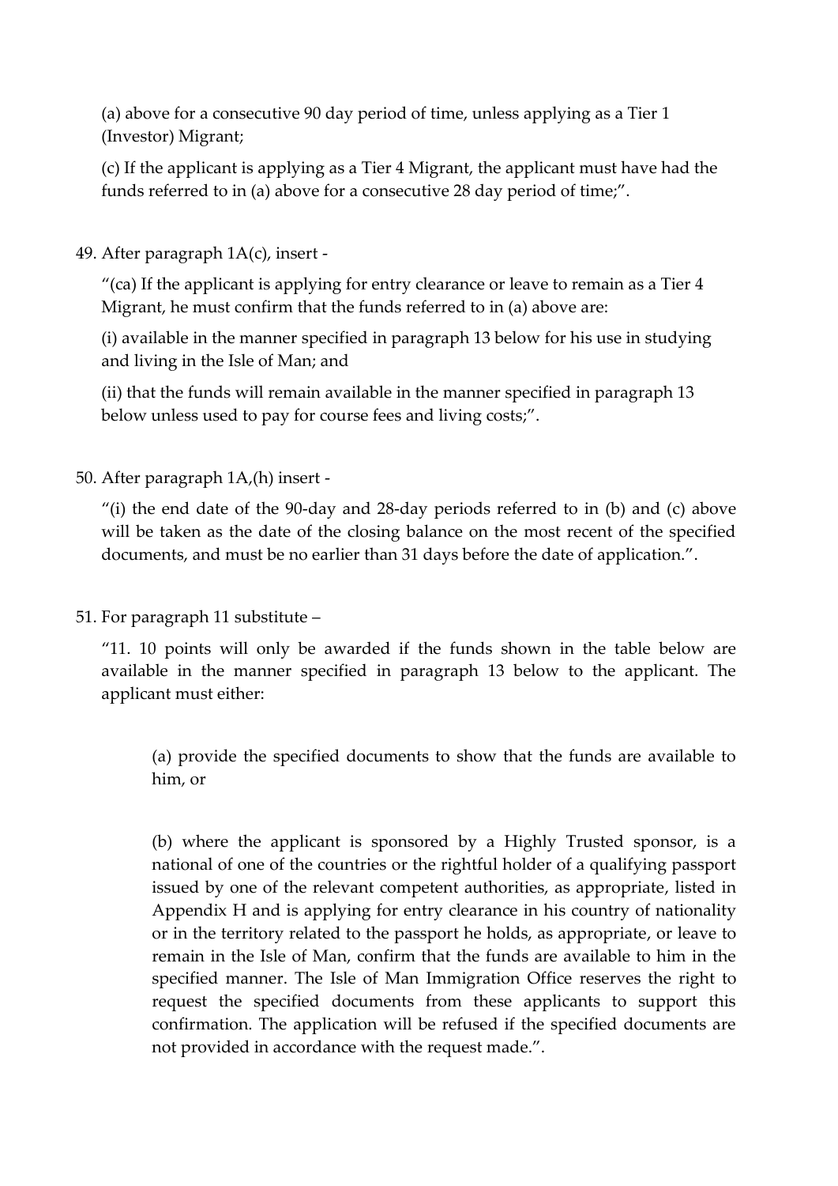(a) above for a consecutive 90 day period of time, unless applying as a Tier 1 (Investor) Migrant;

(c) If the applicant is applying as a Tier 4 Migrant, the applicant must have had the funds referred to in (a) above for a consecutive 28 day period of time;".

49. After paragraph 1A(c), insert -

"(ca) If the applicant is applying for entry clearance or leave to remain as a Tier 4 Migrant, he must confirm that the funds referred to in (a) above are:

(i) available in the manner specified in paragraph 13 below for his use in studying and living in the Isle of Man; and

(ii) that the funds will remain available in the manner specified in paragraph 13 below unless used to pay for course fees and living costs;".

50. After paragraph 1A,(h) insert -

"(i) the end date of the 90-day and 28-day periods referred to in (b) and (c) above will be taken as the date of the closing balance on the most recent of the specified documents, and must be no earlier than 31 days before the date of application.".

51. For paragraph 11 substitute –

"11. 10 points will only be awarded if the funds shown in the table below are available in the manner specified in paragraph 13 below to the applicant. The applicant must either:

> (a) provide the specified documents to show that the funds are available to him, or
>
> (b) where the applicant is sponsored by a Highly Trusted sponsor, is a national of one of the countries or the rightful holder of a qualifying passport issued by one of the relevant competent authorities, as appropriate, listed in Appendix H and is applying for entry clearance in his country of nationality or in the territory related to the passport he holds, as appropriate, or leave to remain in the Isle of Man, confirm that the funds are available to him in the specified manner. The Isle of Man Immigration Office reserves the right to request the specified documents from these applicants to support this confirmation. The application will be refused if the specified documents are not provided in accordance with the request made.".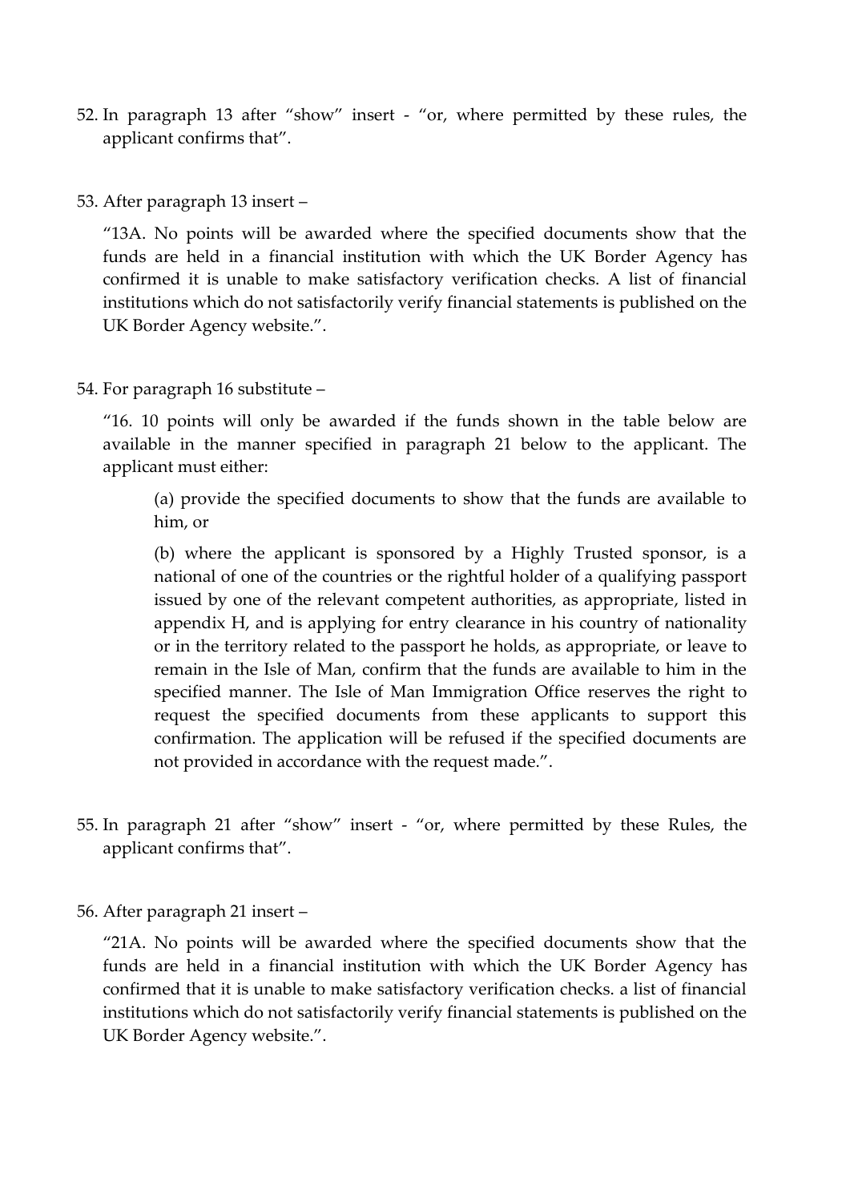52. In paragraph 13 after "show" insert - "or, where permitted by these rules, the applicant confirms that".

53. After paragraph 13 insert –

    "13A. No points will be awarded where the specified documents show that the funds are held in a financial institution with which the UK Border Agency has confirmed it is unable to make satisfactory verification checks. A list of financial institutions which do not satisfactorily verify financial statements is published on the UK Border Agency website.".

54. For paragraph 16 substitute –

    "16. 10 points will only be awarded if the funds shown in the table below are available in the manner specified in paragraph 21 below to the applicant. The applicant must either:

    > (a) provide the specified documents to show that the funds are available to him, or
    >
    > (b) where the applicant is sponsored by a Highly Trusted sponsor, is a national of one of the countries or the rightful holder of a qualifying passport issued by one of the relevant competent authorities, as appropriate, listed in appendix H, and is applying for entry clearance in his country of nationality or in the territory related to the passport he holds, as appropriate, or leave to remain in the Isle of Man, confirm that the funds are available to him in the specified manner. The Isle of Man Immigration Office reserves the right to request the specified documents from these applicants to support this confirmation. The application will be refused if the specified documents are not provided in accordance with the request made.".

55. In paragraph 21 after "show" insert - "or, where permitted by these Rules, the applicant confirms that".

56. After paragraph 21 insert –

    "21A. No points will be awarded where the specified documents show that the funds are held in a financial institution with which the UK Border Agency has confirmed that it is unable to make satisfactory verification checks. a list of financial institutions which do not satisfactorily verify financial statements is published on the UK Border Agency website.".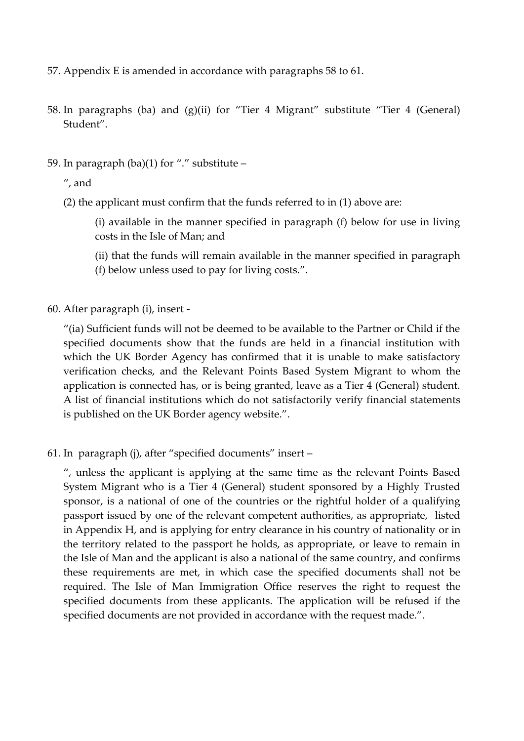57. Appendix E is amended in accordance with paragraphs 58 to 61.

58. In paragraphs (ba) and (g)(ii) for "Tier 4 Migrant" substitute "Tier 4 (General) Student".

59. In paragraph (ba)(1) for "." substitute –

    ", and

    (2) the applicant must confirm that the funds referred to in (1) above are:

    > (i) available in the manner specified in paragraph (f) below for use in living costs in the Isle of Man; and
    >
    > (ii) that the funds will remain available in the manner specified in paragraph (f) below unless used to pay for living costs.".

60. After paragraph (i), insert -

    "(ia) Sufficient funds will not be deemed to be available to the Partner or Child if the specified documents show that the funds are held in a financial institution with which the UK Border Agency has confirmed that it is unable to make satisfactory verification checks, and the Relevant Points Based System Migrant to whom the application is connected has, or is being granted, leave as a Tier 4 (General) student. A list of financial institutions which do not satisfactorily verify financial statements is published on the UK Border agency website.".

61. In paragraph (j), after "specified documents" insert –

    ", unless the applicant is applying at the same time as the relevant Points Based System Migrant who is a Tier 4 (General) student sponsored by a Highly Trusted sponsor, is a national of one of the countries or the rightful holder of a qualifying passport issued by one of the relevant competent authorities, as appropriate, listed in Appendix H, and is applying for entry clearance in his country of nationality or in the territory related to the passport he holds, as appropriate, or leave to remain in the Isle of Man and the applicant is also a national of the same country, and confirms these requirements are met, in which case the specified documents shall not be required. The Isle of Man Immigration Office reserves the right to request the specified documents from these applicants. The application will be refused if the specified documents are not provided in accordance with the request made.".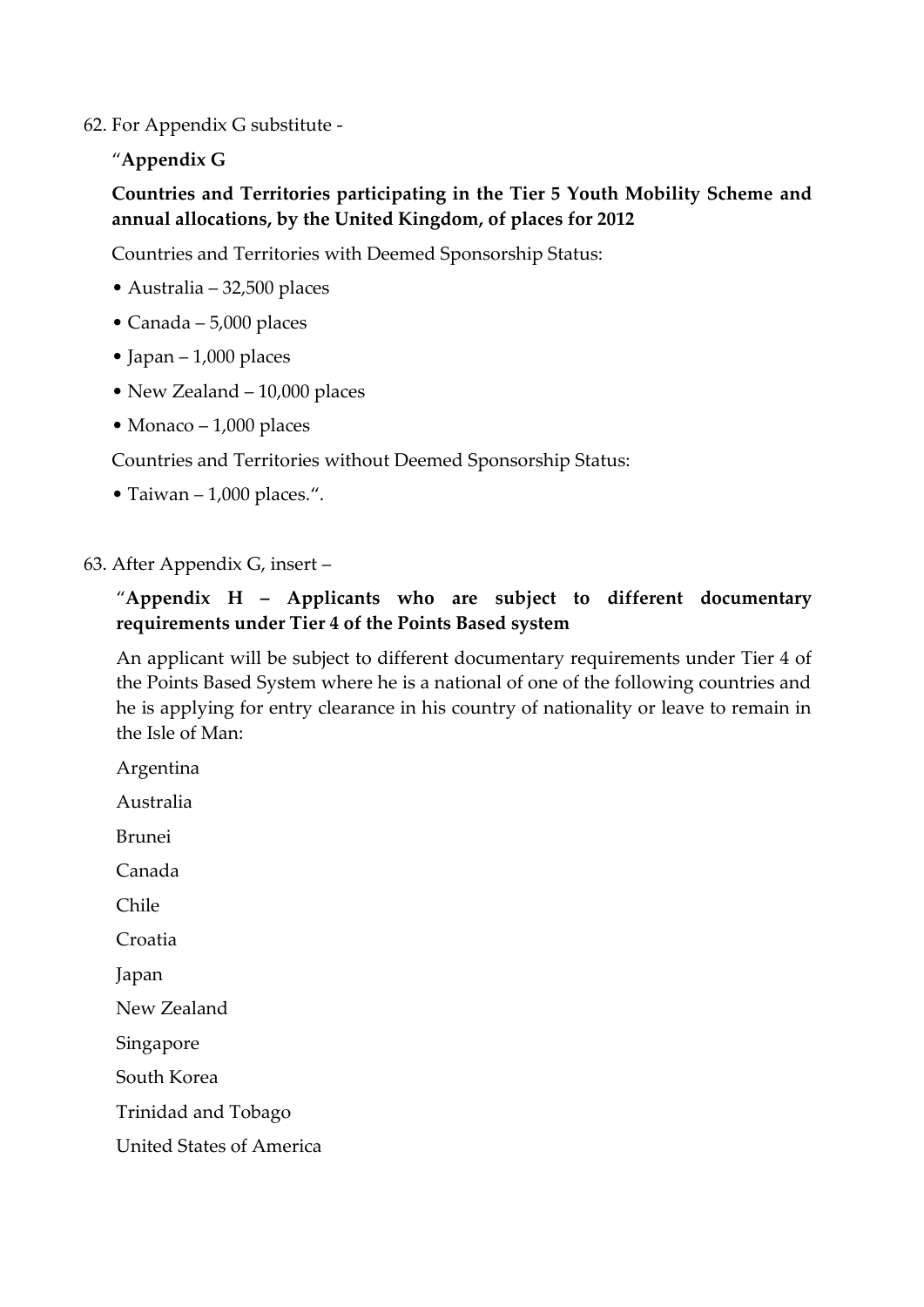62. For Appendix G substitute -

“**Appendix G**

**Countries and Territories participating in the Tier 5 Youth Mobility Scheme and annual allocations, by the United Kingdom, of places for 2012**

Countries and Territories with Deemed Sponsorship Status:

- Australia – 32,500 places
- Canada – 5,000 places
- Japan – 1,000 places
- New Zealand – 10,000 places
- Monaco – 1,000 places

Countries and Territories without Deemed Sponsorship Status:

- Taiwan – 1,000 places.“.

63. After Appendix G, insert –

“**Appendix H – Applicants who are subject to different documentary requirements under Tier 4 of the Points Based system**

An applicant will be subject to different documentary requirements under Tier 4 of the Points Based System where he is a national of one of the following countries and he is applying for entry clearance in his country of nationality or leave to remain in the Isle of Man:

Argentina

Australia

Brunei

Canada

Chile

Croatia

Japan

New Zealand

Singapore

South Korea

Trinidad and Tobago

United States of America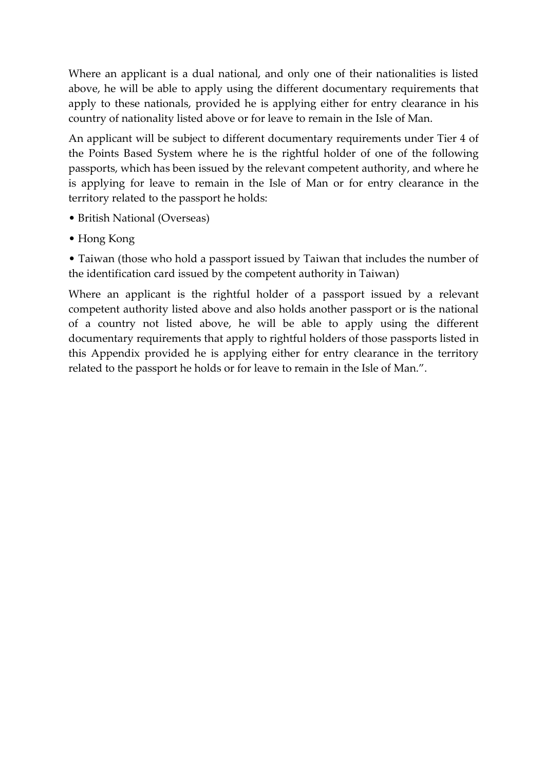Where an applicant is a dual national, and only one of their nationalities is listed above, he will be able to apply using the different documentary requirements that apply to these nationals, provided he is applying either for entry clearance in his country of nationality listed above or for leave to remain in the Isle of Man.

An applicant will be subject to different documentary requirements under Tier 4 of the Points Based System where he is the rightful holder of one of the following passports, which has been issued by the relevant competent authority, and where he is applying for leave to remain in the Isle of Man or for entry clearance in the territory related to the passport he holds:

- British National (Overseas)
- Hong Kong
- Taiwan (those who hold a passport issued by Taiwan that includes the number of the identification card issued by the competent authority in Taiwan)

Where an applicant is the rightful holder of a passport issued by a relevant competent authority listed above and also holds another passport or is the national of a country not listed above, he will be able to apply using the different documentary requirements that apply to rightful holders of those passports listed in this Appendix provided he is applying either for entry clearance in the territory related to the passport he holds or for leave to remain in the Isle of Man.”.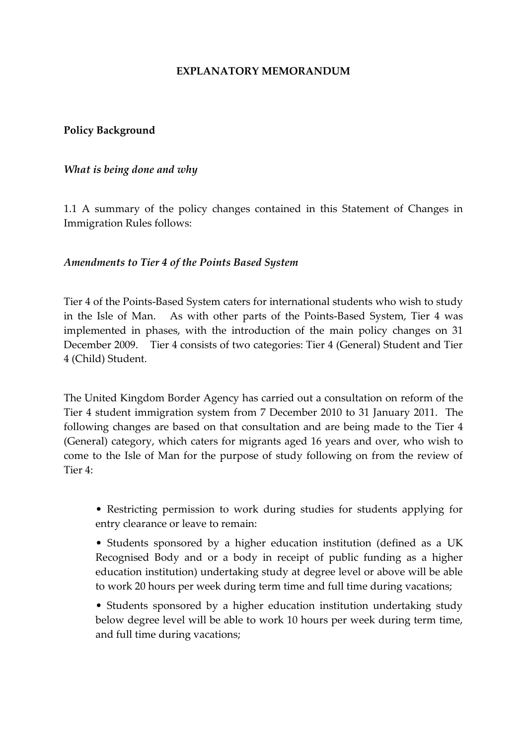## EXPLANATORY MEMORANDUM

### Policy Background

*What is being done and why*

1.1 A summary of the policy changes contained in this Statement of Changes in Immigration Rules follows:

*Amendments to Tier 4 of the Points Based System*

Tier 4 of the Points-Based System caters for international students who wish to study in the Isle of Man. As with other parts of the Points-Based System, Tier 4 was implemented in phases, with the introduction of the main policy changes on 31 December 2009. Tier 4 consists of two categories: Tier 4 (General) Student and Tier 4 (Child) Student.

The United Kingdom Border Agency has carried out a consultation on reform of the Tier 4 student immigration system from 7 December 2010 to 31 January 2011. The following changes are based on that consultation and are being made to the Tier 4 (General) category, which caters for migrants aged 16 years and over, who wish to come to the Isle of Man for the purpose of study following on from the review of Tier 4:

- Restricting permission to work during studies for students applying for entry clearance or leave to remain:
- Students sponsored by a higher education institution (defined as a UK Recognised Body and or a body in receipt of public funding as a higher education institution) undertaking study at degree level or above will be able to work 20 hours per week during term time and full time during vacations;
- Students sponsored by a higher education institution undertaking study below degree level will be able to work 10 hours per week during term time, and full time during vacations;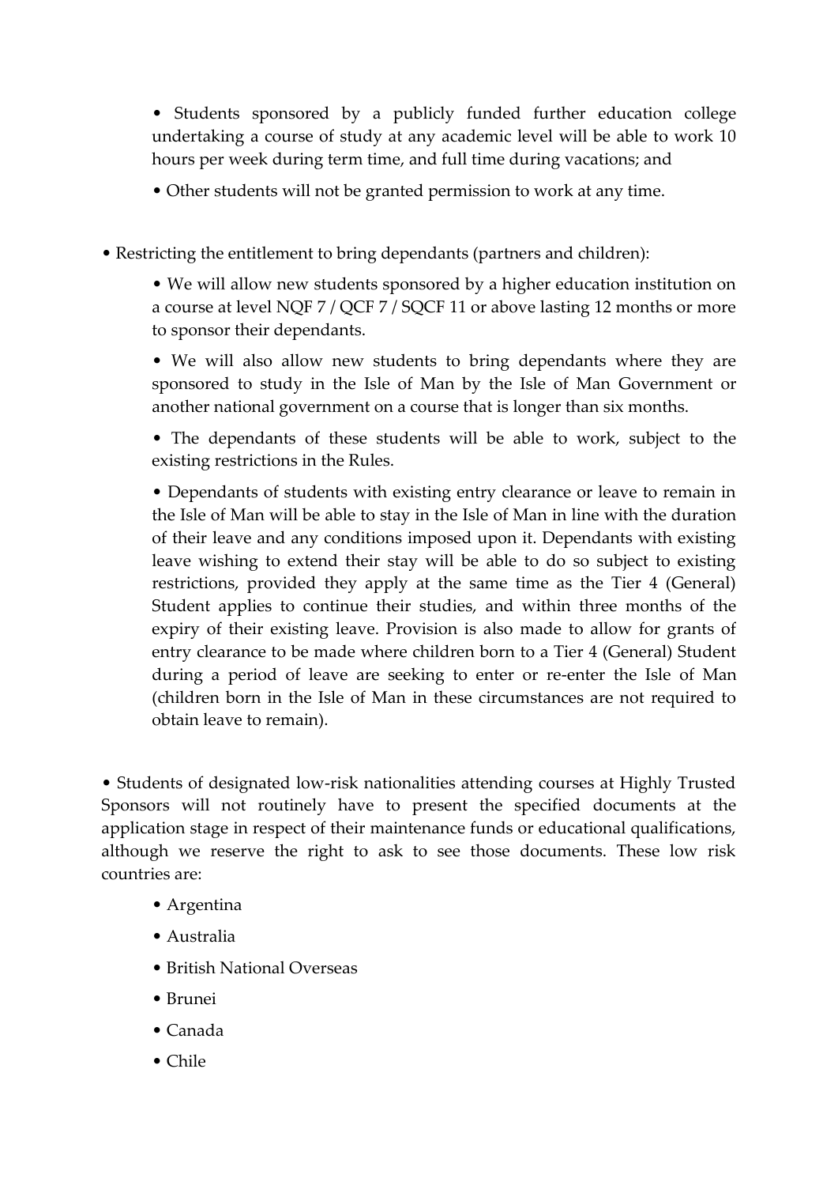- Students sponsored by a publicly funded further education college undertaking a course of study at any academic level will be able to work 10 hours per week during term time, and full time during vacations; and
- Other students will not be granted permission to work at any time.

- Restricting the entitlement to bring dependants (partners and children):
    - We will allow new students sponsored by a higher education institution on a course at level NQF 7 / QCF 7 / SQCF 11 or above lasting 12 months or more to sponsor their dependants.
    - We will also allow new students to bring dependants where they are sponsored to study in the Isle of Man by the Isle of Man Government or another national government on a course that is longer than six months.
    - The dependants of these students will be able to work, subject to the existing restrictions in the Rules.
    - Dependants of students with existing entry clearance or leave to remain in the Isle of Man will be able to stay in the Isle of Man in line with the duration of their leave and any conditions imposed upon it. Dependants with existing leave wishing to extend their stay will be able to do so subject to existing restrictions, provided they apply at the same time as the Tier 4 (General) Student applies to continue their studies, and within three months of the expiry of their existing leave. Provision is also made to allow for grants of entry clearance to be made where children born to a Tier 4 (General) Student during a period of leave are seeking to enter or re-enter the Isle of Man (children born in the Isle of Man in these circumstances are not required to obtain leave to remain).

- Students of designated low-risk nationalities attending courses at Highly Trusted Sponsors will not routinely have to present the specified documents at the application stage in respect of their maintenance funds or educational qualifications, although we reserve the right to ask to see those documents. These low risk countries are:
    - Argentina
    - Australia
    - British National Overseas
    - Brunei
    - Canada
    - Chile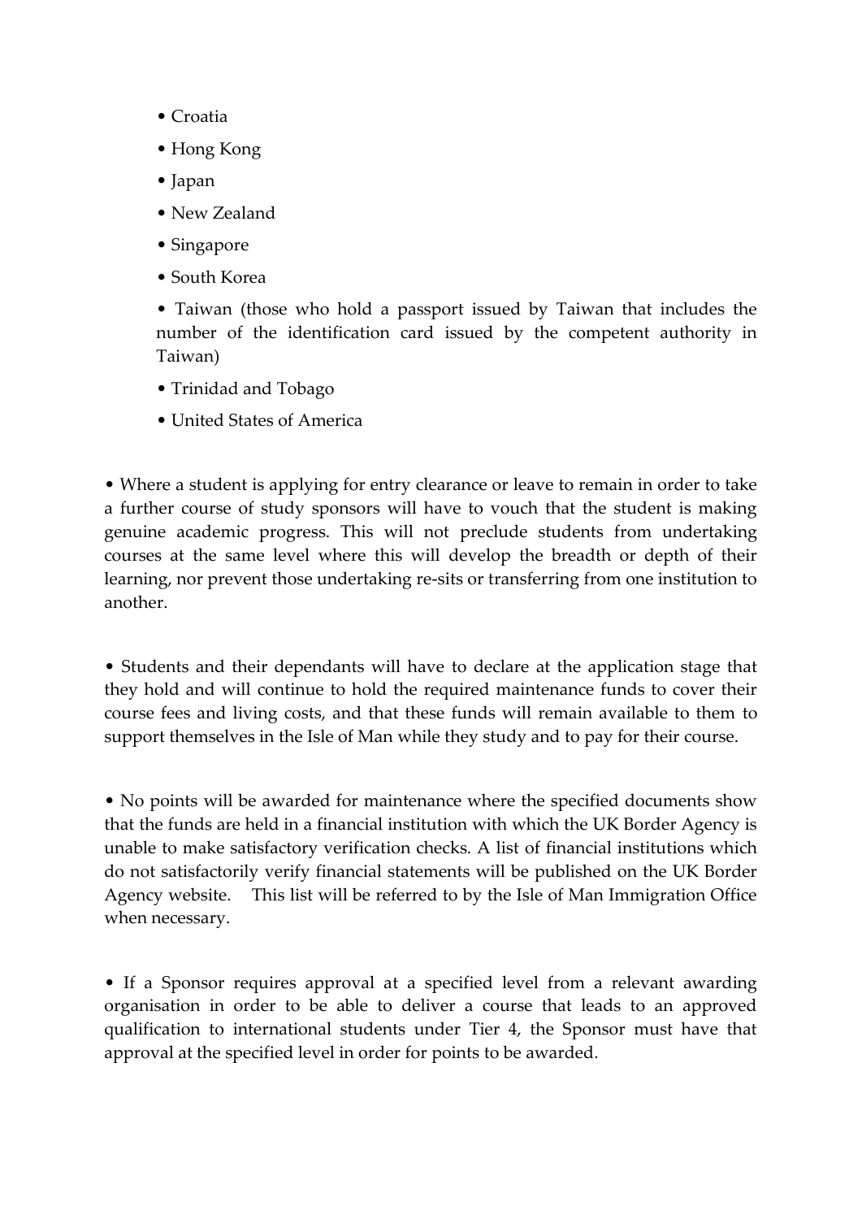- Croatia
- Hong Kong
- Japan
- New Zealand
- Singapore
- South Korea
- Taiwan (those who hold a passport issued by Taiwan that includes the number of the identification card issued by the competent authority in Taiwan)
- Trinidad and Tobago
- United States of America

- Where a student is applying for entry clearance or leave to remain in order to take a further course of study sponsors will have to vouch that the student is making genuine academic progress. This will not preclude students from undertaking courses at the same level where this will develop the breadth or depth of their learning, nor prevent those undertaking re-sits or transferring from one institution to another.

- Students and their dependants will have to declare at the application stage that they hold and will continue to hold the required maintenance funds to cover their course fees and living costs, and that these funds will remain available to them to support themselves in the Isle of Man while they study and to pay for their course.

- No points will be awarded for maintenance where the specified documents show that the funds are held in a financial institution with which the UK Border Agency is unable to make satisfactory verification checks. A list of financial institutions which do not satisfactorily verify financial statements will be published on the UK Border Agency website. This list will be referred to by the Isle of Man Immigration Office when necessary.

- If a Sponsor requires approval at a specified level from a relevant awarding organisation in order to be able to deliver a course that leads to an approved qualification to international students under Tier 4, the Sponsor must have that approval at the specified level in order for points to be awarded.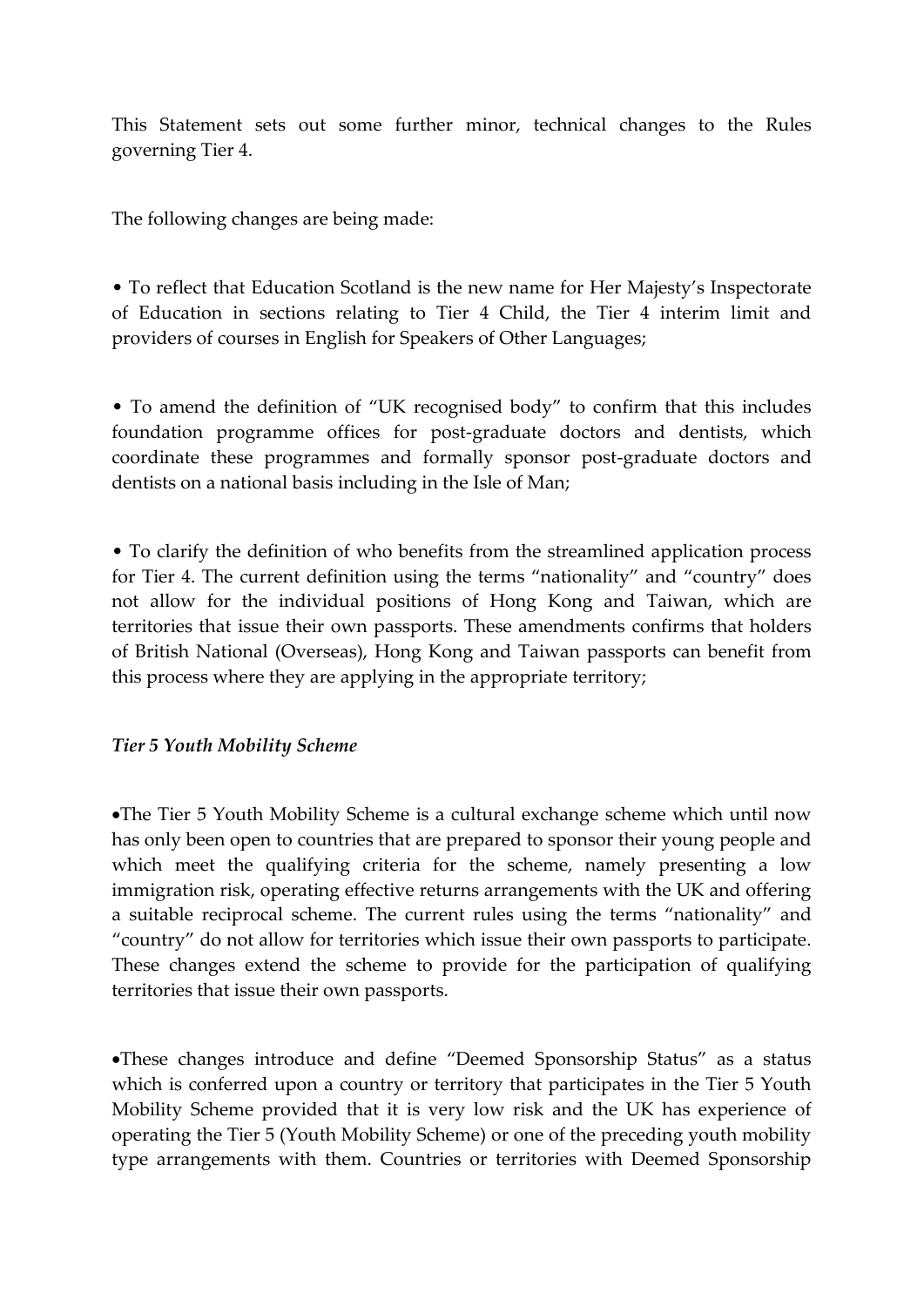This Statement sets out some further minor, technical changes to the Rules governing Tier 4.

The following changes are being made:

- To reflect that Education Scotland is the new name for Her Majesty's Inspectorate of Education in sections relating to Tier 4 Child, the Tier 4 interim limit and providers of courses in English for Speakers of Other Languages;

- To amend the definition of "UK recognised body" to confirm that this includes foundation programme offices for post-graduate doctors and dentists, which coordinate these programmes and formally sponsor post-graduate doctors and dentists on a national basis including in the Isle of Man;

- To clarify the definition of who benefits from the streamlined application process for Tier 4. The current definition using the terms "nationality" and "country" does not allow for the individual positions of Hong Kong and Taiwan, which are territories that issue their own passports. These amendments confirms that holders of British National (Overseas), Hong Kong and Taiwan passports can benefit from this process where they are applying in the appropriate territory;

***Tier 5 Youth Mobility Scheme***

- The Tier 5 Youth Mobility Scheme is a cultural exchange scheme which until now has only been open to countries that are prepared to sponsor their young people and which meet the qualifying criteria for the scheme, namely presenting a low immigration risk, operating effective returns arrangements with the UK and offering a suitable reciprocal scheme. The current rules using the terms "nationality" and "country" do not allow for territories which issue their own passports to participate. These changes extend the scheme to provide for the participation of qualifying territories that issue their own passports.

- These changes introduce and define "Deemed Sponsorship Status" as a status which is conferred upon a country or territory that participates in the Tier 5 Youth Mobility Scheme provided that it is very low risk and the UK has experience of operating the Tier 5 (Youth Mobility Scheme) or one of the preceding youth mobility type arrangements with them. Countries or territories with Deemed Sponsorship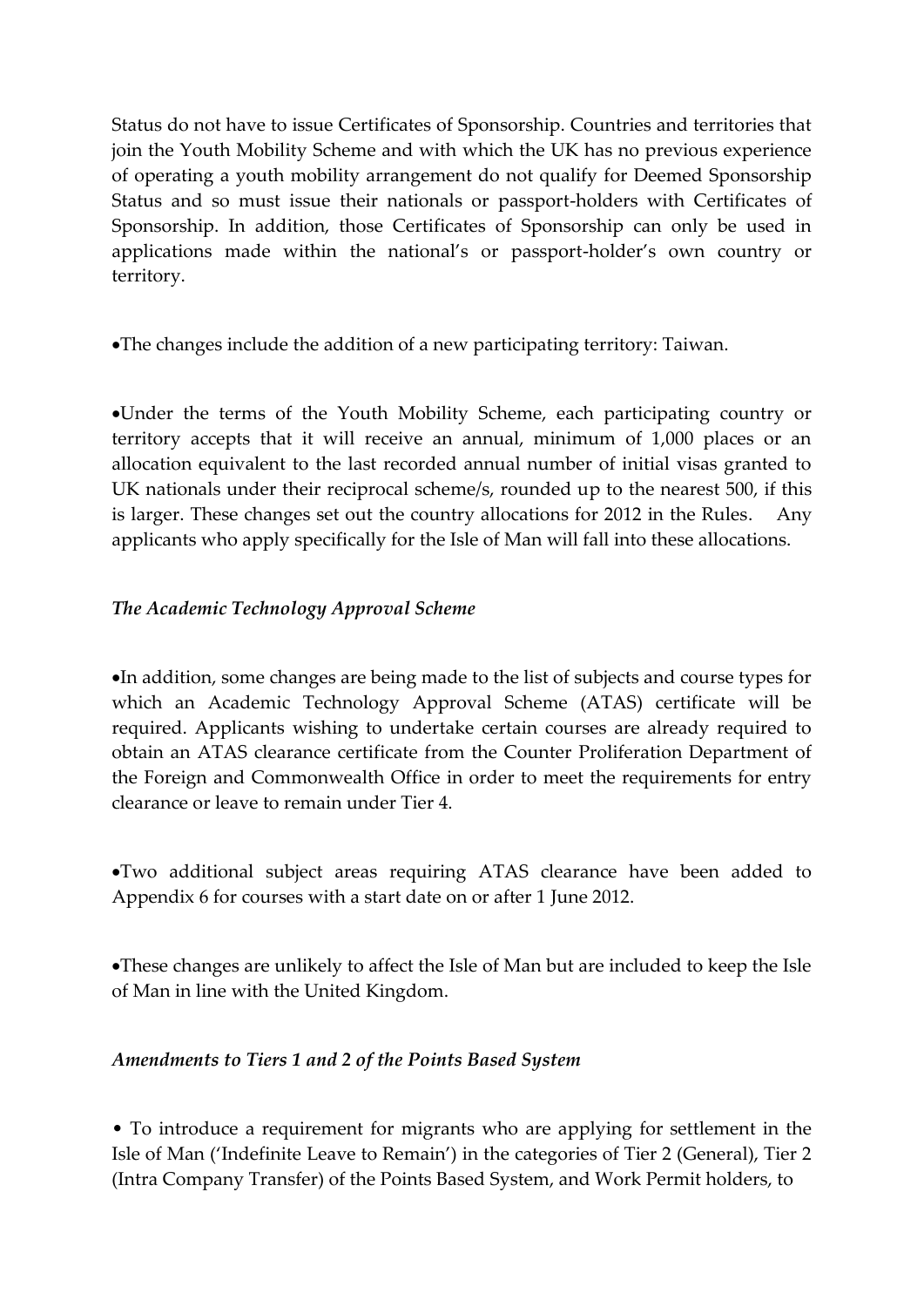Status do not have to issue Certificates of Sponsorship. Countries and territories that join the Youth Mobility Scheme and with which the UK has no previous experience of operating a youth mobility arrangement do not qualify for Deemed Sponsorship Status and so must issue their nationals or passport-holders with Certificates of Sponsorship. In addition, those Certificates of Sponsorship can only be used in applications made within the national's or passport-holder's own country or territory.

- The changes include the addition of a new participating territory: Taiwan.

- Under the terms of the Youth Mobility Scheme, each participating country or territory accepts that it will receive an annual, minimum of 1,000 places or an allocation equivalent to the last recorded annual number of initial visas granted to UK nationals under their reciprocal scheme/s, rounded up to the nearest 500, if this is larger. These changes set out the country allocations for 2012 in the Rules. Any applicants who apply specifically for the Isle of Man will fall into these allocations.

*The Academic Technology Approval Scheme*

- In addition, some changes are being made to the list of subjects and course types for which an Academic Technology Approval Scheme (ATAS) certificate will be required. Applicants wishing to undertake certain courses are already required to obtain an ATAS clearance certificate from the Counter Proliferation Department of the Foreign and Commonwealth Office in order to meet the requirements for entry clearance or leave to remain under Tier 4.

- Two additional subject areas requiring ATAS clearance have been added to Appendix 6 for courses with a start date on or after 1 June 2012.

- These changes are unlikely to affect the Isle of Man but are included to keep the Isle of Man in line with the United Kingdom.

*Amendments to Tiers 1 and 2 of the Points Based System*

- To introduce a requirement for migrants who are applying for settlement in the Isle of Man ('Indefinite Leave to Remain') in the categories of Tier 2 (General), Tier 2 (Intra Company Transfer) of the Points Based System, and Work Permit holders, to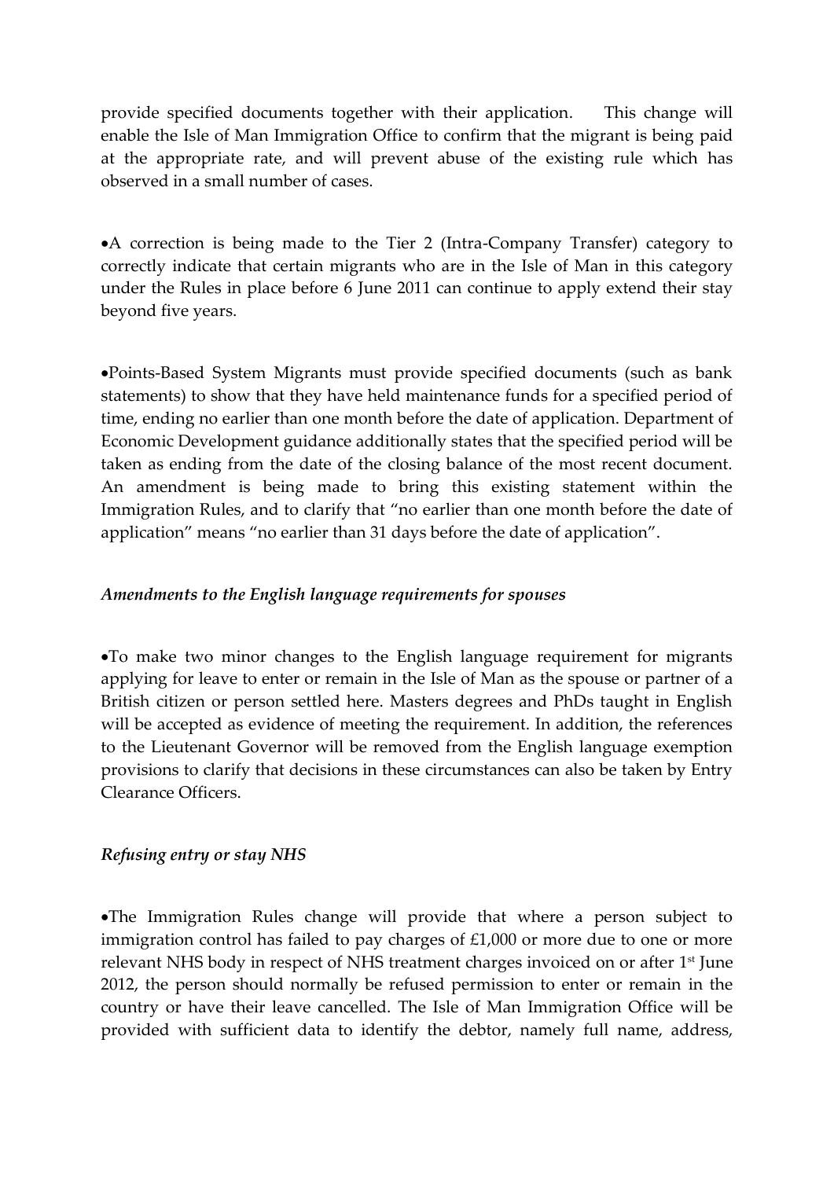provide specified documents together with their application. This change will enable the Isle of Man Immigration Office to confirm that the migrant is being paid at the appropriate rate, and will prevent abuse of the existing rule which has observed in a small number of cases.

- A correction is being made to the Tier 2 (Intra-Company Transfer) category to correctly indicate that certain migrants who are in the Isle of Man in this category under the Rules in place before 6 June 2011 can continue to apply extend their stay beyond five years.

- Points-Based System Migrants must provide specified documents (such as bank statements) to show that they have held maintenance funds for a specified period of time, ending no earlier than one month before the date of application. Department of Economic Development guidance additionally states that the specified period will be taken as ending from the date of the closing balance of the most recent document. An amendment is being made to bring this existing statement within the Immigration Rules, and to clarify that "no earlier than one month before the date of application" means "no earlier than 31 days before the date of application".

*Amendments to the English language requirements for spouses*

- To make two minor changes to the English language requirement for migrants applying for leave to enter or remain in the Isle of Man as the spouse or partner of a British citizen or person settled here. Masters degrees and PhDs taught in English will be accepted as evidence of meeting the requirement. In addition, the references to the Lieutenant Governor will be removed from the English language exemption provisions to clarify that decisions in these circumstances can also be taken by Entry Clearance Officers.

*Refusing entry or stay NHS*

- The Immigration Rules change will provide that where a person subject to immigration control has failed to pay charges of £1,000 or more due to one or more relevant NHS body in respect of NHS treatment charges invoiced on or after 1st June 2012, the person should normally be refused permission to enter or remain in the country or have their leave cancelled. The Isle of Man Immigration Office will be provided with sufficient data to identify the debtor, namely full name, address,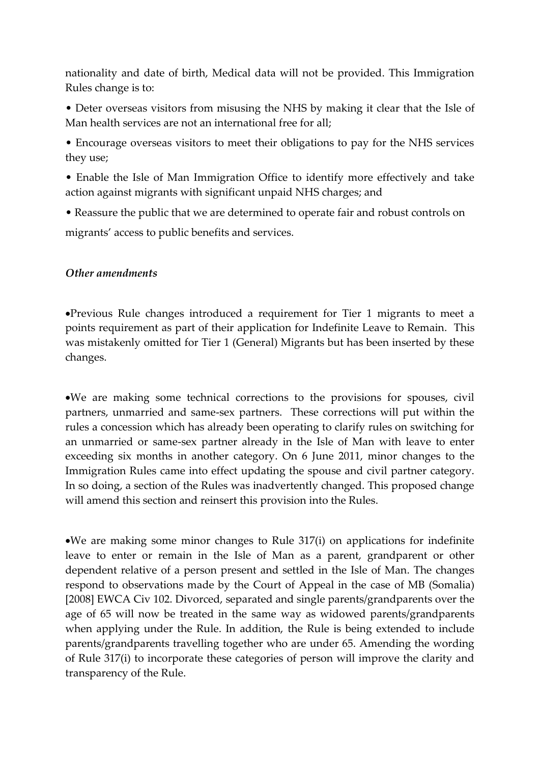nationality and date of birth, Medical data will not be provided. This Immigration Rules change is to:

- Deter overseas visitors from misusing the NHS by making it clear that the Isle of Man health services are not an international free for all;
- Encourage overseas visitors to meet their obligations to pay for the NHS services they use;
- Enable the Isle of Man Immigration Office to identify more effectively and take action against migrants with significant unpaid NHS charges; and
- Reassure the public that we are determined to operate fair and robust controls on migrants' access to public benefits and services.

### *Other amendments*

- Previous Rule changes introduced a requirement for Tier 1 migrants to meet a points requirement as part of their application for Indefinite Leave to Remain. This was mistakenly omitted for Tier 1 (General) Migrants but has been inserted by these changes.

- We are making some technical corrections to the provisions for spouses, civil partners, unmarried and same-sex partners. These corrections will put within the rules a concession which has already been operating to clarify rules on switching for an unmarried or same-sex partner already in the Isle of Man with leave to enter exceeding six months in another category. On 6 June 2011, minor changes to the Immigration Rules came into effect updating the spouse and civil partner category. In so doing, a section of the Rules was inadvertently changed. This proposed change will amend this section and reinsert this provision into the Rules.

- We are making some minor changes to Rule 317(i) on applications for indefinite leave to enter or remain in the Isle of Man as a parent, grandparent or other dependent relative of a person present and settled in the Isle of Man. The changes respond to observations made by the Court of Appeal in the case of MB (Somalia) [2008] EWCA Civ 102. Divorced, separated and single parents/grandparents over the age of 65 will now be treated in the same way as widowed parents/grandparents when applying under the Rule. In addition, the Rule is being extended to include parents/grandparents travelling together who are under 65. Amending the wording of Rule 317(i) to incorporate these categories of person will improve the clarity and transparency of the Rule.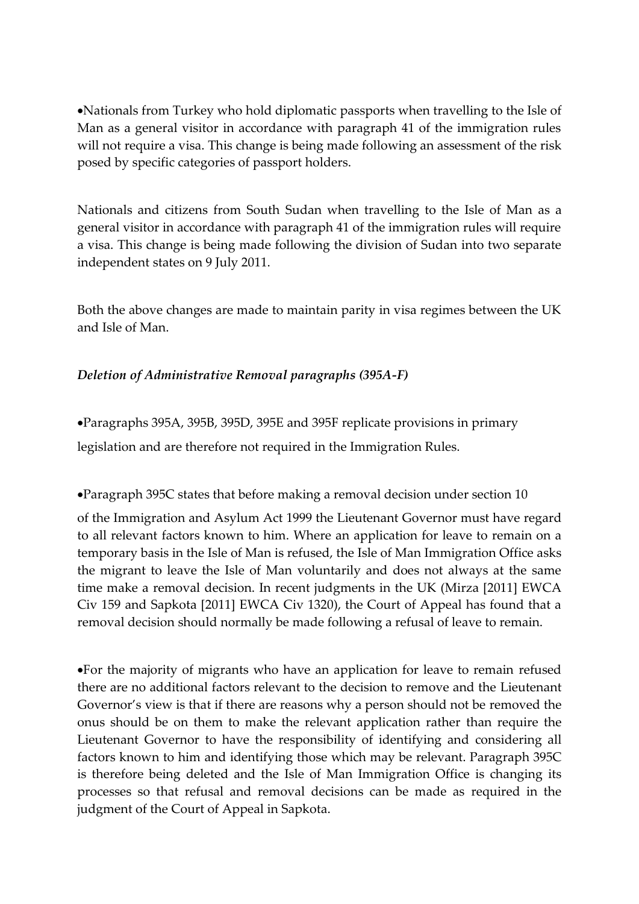- Nationals from Turkey who hold diplomatic passports when travelling to the Isle of Man as a general visitor in accordance with paragraph 41 of the immigration rules will not require a visa. This change is being made following an assessment of the risk posed by specific categories of passport holders.

Nationals and citizens from South Sudan when travelling to the Isle of Man as a general visitor in accordance with paragraph 41 of the immigration rules will require a visa. This change is being made following the division of Sudan into two separate independent states on 9 July 2011.

Both the above changes are made to maintain parity in visa regimes between the UK and Isle of Man.

***Deletion of Administrative Removal paragraphs (395A-F)***

- Paragraphs 395A, 395B, 395D, 395E and 395F replicate provisions in primary legislation and are therefore not required in the Immigration Rules.

- Paragraph 395C states that before making a removal decision under section 10 of the Immigration and Asylum Act 1999 the Lieutenant Governor must have regard to all relevant factors known to him. Where an application for leave to remain on a temporary basis in the Isle of Man is refused, the Isle of Man Immigration Office asks the migrant to leave the Isle of Man voluntarily and does not always at the same time make a removal decision. In recent judgments in the UK (Mirza [2011] EWCA Civ 159 and Sapkota [2011] EWCA Civ 1320), the Court of Appeal has found that a removal decision should normally be made following a refusal of leave to remain.

- For the majority of migrants who have an application for leave to remain refused there are no additional factors relevant to the decision to remove and the Lieutenant Governor's view is that if there are reasons why a person should not be removed the onus should be on them to make the relevant application rather than require the Lieutenant Governor to have the responsibility of identifying and considering all factors known to him and identifying those which may be relevant. Paragraph 395C is therefore being deleted and the Isle of Man Immigration Office is changing its processes so that refusal and removal decisions can be made as required in the judgment of the Court of Appeal in Sapkota.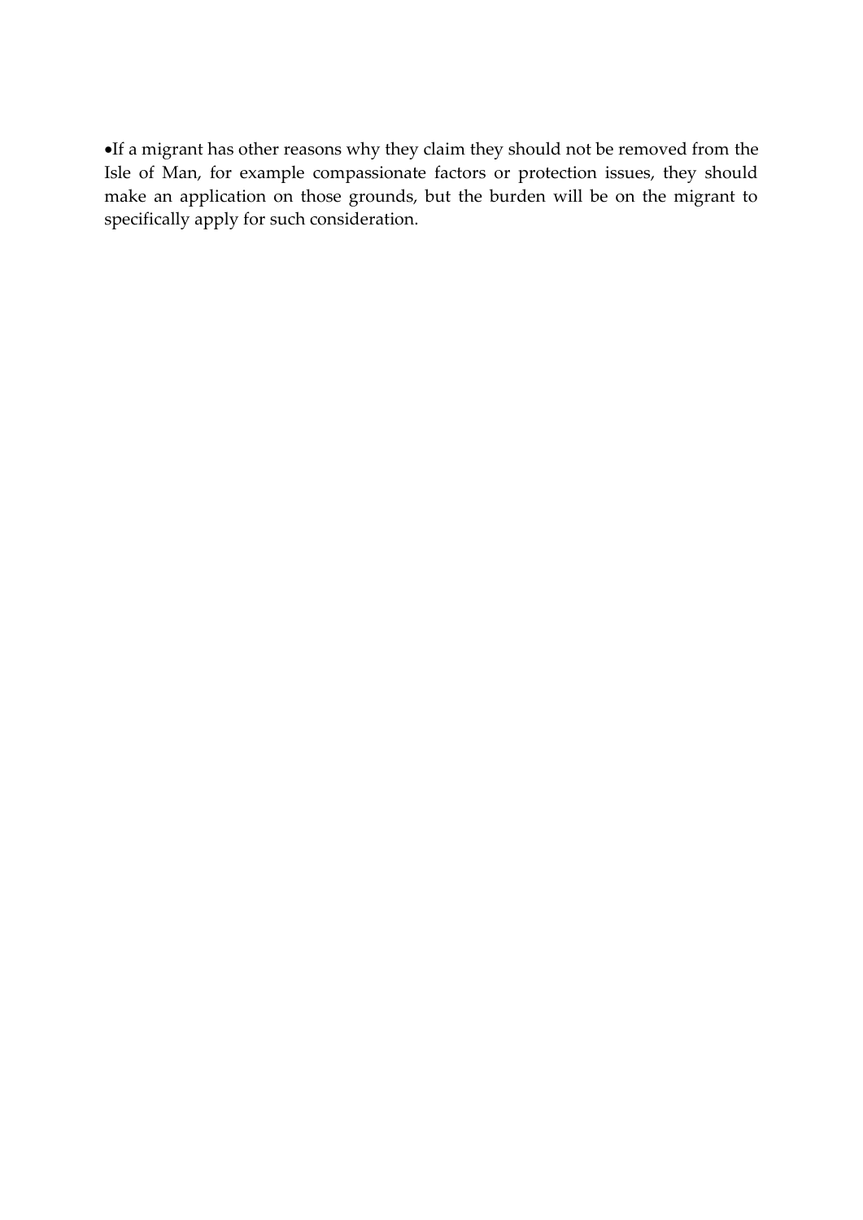- If a migrant has other reasons why they claim they should not be removed from the Isle of Man, for example compassionate factors or protection issues, they should make an application on those grounds, but the burden will be on the migrant to specifically apply for such consideration.